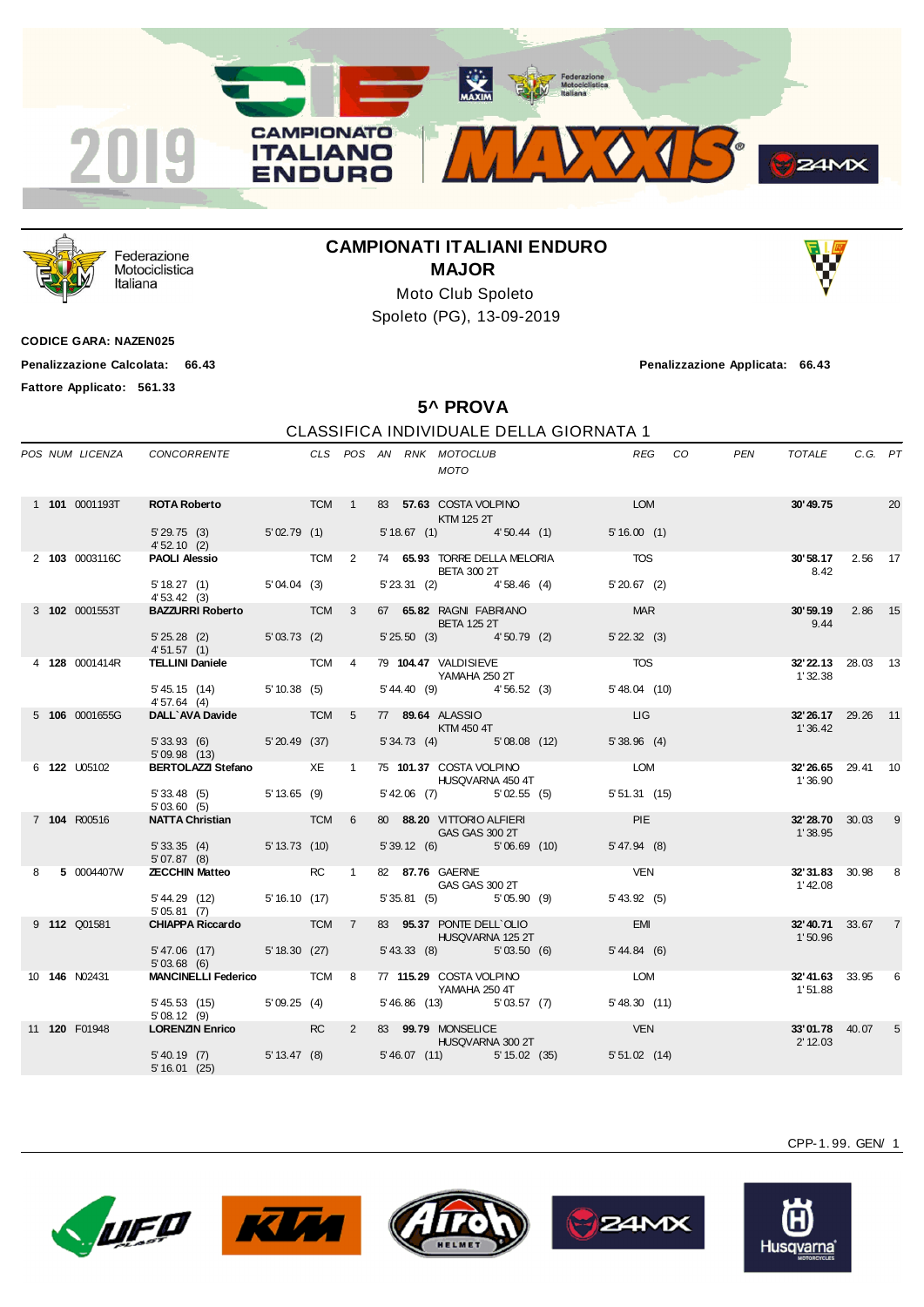# CAMPIONATI ITALIANI ENDURO

## MAJOR

Moto Club Spoleto

Spoleto (PG), 13-09-2019

**CODICE GARA: NAZEN025**

**Penalizzazione Calcolata: 66.43** — **Penalizzazione Applicata: 66.43**

**Fattore Applicato: 561.33**

## 5^ PROVA

### CLASSIFICA INDIVIDUALE DELLA GIORNATA 1

| POS | NUM | LICENZA | CONCORRENTE | CLS | POS | AN | RNK | MOTOCLUB / MOTO | REG | CO | PEN | TOTALE | C.G. | PT |
|---|---|---|---|---|---|---|---|---|---|---|---|---|---|---|
| 1 | **101** | 0001193T | **ROTA Roberto** | TCM | 1 | 83 | **57.63** | COSTA VOLPINO / KTM 125 2T | LOM | | | **30'49.75** | | 20 |
| | | | 5'29.75 (3) / 4'52.10 (2) | 5'02.79 (1) | | | 5'18.67 (1) | 4'50.44 (1) | 5'16.00 (1) | | | | | |
| 2 | **103** | 0003116C | **PAOLI Alessio** | TCM | 2 | 74 | **65.93** | TORRE DELLA MELORIA / BETA 300 2T | TOS | | | **30'58.17** / 8.42 | 2.56 | 17 |
| | | | 5'18.27 (1) / 4'53.42 (3) | 5'04.04 (3) | | | 5'23.31 (2) | 4'58.46 (4) | 5'20.67 (2) | | | | | |
| 3 | **102** | 0001553T | **BAZZURRI Roberto** | TCM | 3 | 67 | **65.82** | RAGNI FABRIANO / BETA 125 2T | MAR | | | **30'59.19** / 9.44 | 2.86 | 15 |
| | | | 5'25.28 (2) / 4'51.57 (1) | 5'03.73 (2) | | | 5'25.50 (3) | 4'50.79 (2) | 5'22.32 (3) | | | | | |
| 4 | **128** | 0001414R | **TELLINI Daniele** | TCM | 4 | 79 | **104.47** | VALDISIEVE / YAMAHA 250 2T | TOS | | | **32'22.13** / 1'32.38 | 28.03 | 13 |
| | | | 5'45.15 (14) / 4'57.64 (4) | 5'10.38 (5) | | | 5'44.40 (9) | 4'56.52 (3) | 5'48.04 (10) | | | | | |
| 5 | **106** | 0001655G | **DALL`AVA Davide** | TCM | 5 | 77 | **89.64** | ALASSIO / KTM 450 4T | LIG | | | **32'26.17** / 1'36.42 | 29.26 | 11 |
| | | | 5'33.93 (6) / 5'09.98 (13) | 5'20.49 (37) | | | 5'34.73 (4) | 5'08.08 (12) | 5'38.96 (4) | | | | | |
| 6 | **122** | U05102 | **BERTOLAZZI Stefano** | XE | 1 | 75 | **101.37** | COSTA VOLPINO / HUSQVARNA 450 4T | LOM | | | **32'26.65** / 1'36.90 | 29.41 | 10 |
| | | | 5'33.48 (5) / 5'03.60 (5) | 5'13.65 (9) | | | 5'42.06 (7) | 5'02.55 (5) | 5'51.31 (15) | | | | | |
| 7 | **104** | R00516 | **NATTA Christian** | TCM | 6 | 80 | **88.20** | VITTORIO ALFIERI / GAS GAS 300 2T | PIE | | | **32'28.70** / 1'38.95 | 30.03 | 9 |
| | | | 5'33.35 (4) / 5'07.87 (8) | 5'13.73 (10) | | | 5'39.12 (6) | 5'06.69 (10) | 5'47.94 (8) | | | | | |
| 8 | **5** | 0004407W | **ZECCHIN Matteo** | RC | 1 | 82 | **87.76** | GAERNE / GAS GAS 300 2T | VEN | | | **32'31.83** / 1'42.08 | 30.98 | 8 |
| | | | 5'44.29 (12) / 5'05.81 (7) | 5'16.10 (17) | | | 5'35.81 (5) | 5'05.90 (9) | 5'43.92 (5) | | | | | |
| 9 | **112** | Q01581 | **CHIAPPA Riccardo** | TCM | 7 | 83 | **95.37** | PONTE DELL`OLIO / HUSQVARNA 125 2T | EMI | | | **32'40.71** / 1'50.96 | 33.67 | 7 |
| | | | 5'47.06 (17) / 5'03.68 (6) | 5'18.30 (27) | | | 5'43.33 (8) | 5'03.50 (6) | 5'44.84 (6) | | | | | |
| 10 | **146** | N02431 | **MANCINELLI Federico** | TCM | 8 | 77 | **115.29** | COSTA VOLPINO / YAMAHA 250 4T | LOM | | | **32'41.63** / 1'51.88 | 33.95 | 6 |
| | | | 5'45.53 (15) / 5'08.12 (9) | 5'09.25 (4) | | | 5'46.86 (13) | 5'03.57 (7) | 5'48.30 (11) | | | | | |
| 11 | **120** | F01948 | **LORENZIN Enrico** | RC | 2 | 83 | **99.79** | MONSELICE / HUSQVARNA 300 2T | VEN | | | **33'01.78** / 2'12.03 | 40.07 | 5 |
| | | | 5'40.19 (7) / 5'16.01 (25) | 5'13.47 (8) | | | 5'46.07 (11) | 5'15.02 (35) | 5'51.02 (14) | | | | | |

CPP-1.99. GEN/ 1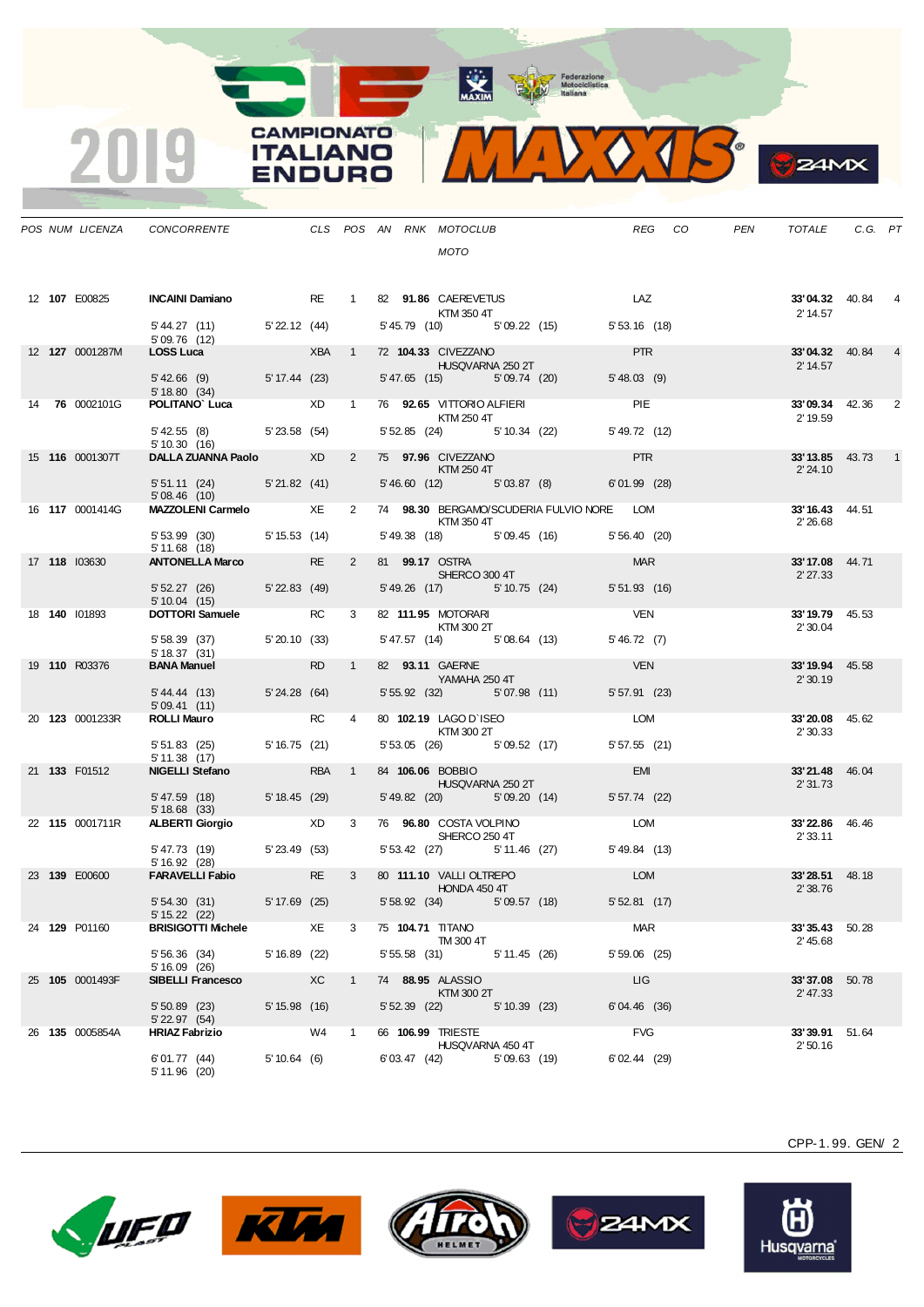# 2019 CAMPIONATO ITALIANO ENDURO MAXXIS

| POS | NUM | LICENZA | CONCORRENTE | CLS | POS | AN | RNK | MOTOCLUB / MOTO | REG | CO | PEN | TOTALE | C.G. | PT |
|---|---|---|---|---|---|---|---|---|---|---|---|---|---|---|
| 12 | **107** | E00825 | **INCAINI Damiano** | RE | 1 | 82 | **91.86** | CAEREVETUS / KTM 350 4T | LAZ | | | **33'04.32** / 2'14.57 | 40.84 | 4 |
| | | | 5'44.27 (11) / 5'22.12 (44) / 5'45.79 (10) / 5'09.22 (15) / 5'53.16 (18) / 5'09.76 (12) | | | | | | | | | | | |
| 12 | **127** | 0001287M | **LOSS Luca** | XBA | 1 | 72 | **104.33** | CIVEZZANO / HUSQVARNA 250 2T | PTR | | | **33'04.32** / 2'14.57 | 40.84 | 4 |
| | | | 5'42.66 (9) / 5'17.44 (23) / 5'47.65 (15) / 5'09.74 (20) / 5'48.03 (9) / 5'18.80 (34) | | | | | | | | | | | |
| 14 | **76** | 0002101G | **POLITANO` Luca** | XD | 1 | 76 | **92.65** | VITTORIO ALFIERI / KTM 250 4T | PIE | | | **33'09.34** / 2'19.59 | 42.36 | 2 |
| | | | 5'42.55 (8) / 5'23.58 (54) / 5'52.85 (24) / 5'10.34 (22) / 5'49.72 (12) / 5'10.30 (16) | | | | | | | | | | | |
| 15 | **116** | 0001307T | **DALLA ZUANNA Paolo** | XD | 2 | 75 | **97.96** | CIVEZZANO / KTM 250 4T | PTR | | | **33'13.85** / 2'24.10 | 43.73 | 1 |
| | | | 5'51.11 (24) / 5'21.82 (41) / 5'46.60 (12) / 5'03.87 (8) / 6'01.99 (28) / 5'08.46 (10) | | | | | | | | | | | |
| 16 | **117** | 0001414G | **MAZZOLENI Carmelo** | XE | 2 | 74 | **98.30** | BERGAMO/SCUDERIA FULVIO NORE / KTM 350 4T | LOM | | | **33'16.43** / 2'26.68 | 44.51 | |
| | | | 5'53.99 (30) / 5'15.53 (14) / 5'49.38 (18) / 5'09.45 (16) / 5'56.40 (20) / 5'11.68 (18) | | | | | | | | | | | |
| 17 | **118** | I03630 | **ANTONELLA Marco** | RE | 2 | 81 | **99.17** | OSTRA / SHERCO 300 4T | MAR | | | **33'17.08** / 2'27.33 | 44.71 | |
| | | | 5'52.27 (26) / 5'22.83 (49) / 5'49.26 (17) / 5'10.75 (24) / 5'51.93 (16) / 5'10.04 (15) | | | | | | | | | | | |
| 18 | **140** | I01893 | **DOTTORI Samuele** | RC | 3 | 82 | **111.95** | MOTORARI / KTM 300 2T | VEN | | | **33'19.79** / 2'30.04 | 45.53 | |
| | | | 5'58.39 (37) / 5'20.10 (33) / 5'47.57 (14) / 5'08.64 (13) / 5'46.72 (7) / 5'18.37 (31) | | | | | | | | | | | |
| 19 | **110** | R03376 | **BANA Manuel** | RD | 1 | 82 | **93.11** | GAERNE / YAMAHA 250 4T | VEN | | | **33'19.94** / 2'30.19 | 45.58 | |
| | | | 5'44.44 (13) / 5'24.28 (64) / 5'55.92 (32) / 5'07.98 (11) / 5'57.91 (23) / 5'09.41 (11) | | | | | | | | | | | |
| 20 | **123** | 0001233R | **ROLLI Mauro** | RC | 4 | 80 | **102.19** | LAGO D`ISEO / KTM 300 2T | LOM | | | **33'20.08** / 2'30.33 | 45.62 | |
| | | | 5'51.83 (25) / 5'16.75 (21) / 5'53.05 (26) / 5'09.52 (17) / 5'57.55 (21) / 5'11.38 (17) | | | | | | | | | | | |
| 21 | **133** | F01512 | **NIGELLI Stefano** | RBA | 1 | 84 | **106.06** | BOBBIO / HUSQVARNA 250 2T | EMI | | | **33'21.48** / 2'31.73 | 46.04 | |
| | | | 5'47.59 (18) / 5'18.45 (29) / 5'49.82 (20) / 5'09.20 (14) / 5'57.74 (22) / 5'18.68 (33) | | | | | | | | | | | |
| 22 | **115** | 0001711R | **ALBERTI Giorgio** | XD | 3 | 76 | **96.80** | COSTA VOLPINO / SHERCO 250 4T | LOM | | | **33'22.86** / 2'33.11 | 46.46 | |
| | | | 5'47.73 (19) / 5'23.49 (53) / 5'53.42 (27) / 5'11.46 (27) / 5'49.84 (13) / 5'16.92 (28) | | | | | | | | | | | |
| 23 | **139** | E00600 | **FARAVELLI Fabio** | RE | 3 | 80 | **111.10** | VALLI OLTREPO / HONDA 450 4T | LOM | | | **33'28.51** / 2'38.76 | 48.18 | |
| | | | 5'54.30 (31) / 5'17.69 (25) / 5'58.92 (34) / 5'09.57 (18) / 5'52.81 (17) / 5'15.22 (22) | | | | | | | | | | | |
| 24 | **129** | P01160 | **BRISIGOTTI Michele** | XE | 3 | 75 | **104.71** | TITANO / TM 300 4T | MAR | | | **33'35.43** / 2'45.68 | 50.28 | |
| | | | 5'56.36 (34) / 5'16.89 (22) / 5'55.58 (31) / 5'11.45 (26) / 5'59.06 (25) / 5'16.09 (26) | | | | | | | | | | | |
| 25 | **105** | 0001493F | **SIBELLI Francesco** | XC | 1 | 74 | **88.95** | ALASSIO / KTM 300 2T | LIG | | | **33'37.08** / 2'47.33 | 50.78 | |
| | | | 5'50.89 (23) / 5'15.98 (16) / 5'52.39 (22) / 5'10.39 (23) / 6'04.46 (36) / 5'22.97 (54) | | | | | | | | | | | |
| 26 | **135** | 0005854A | **HRIAZ Fabrizio** | W4 | 1 | 66 | **106.99** | TRIESTE / HUSQVARNA 450 4T | FVG | | | **33'39.91** / 2'50.16 | 51.64 | |
| | | | 6'01.77 (44) / 5'10.64 (6) / 6'03.47 (42) / 5'09.63 (19) / 6'02.44 (29) / 5'11.96 (20) | | | | | | | | | | | |

CPP-1.99. GEN/ 2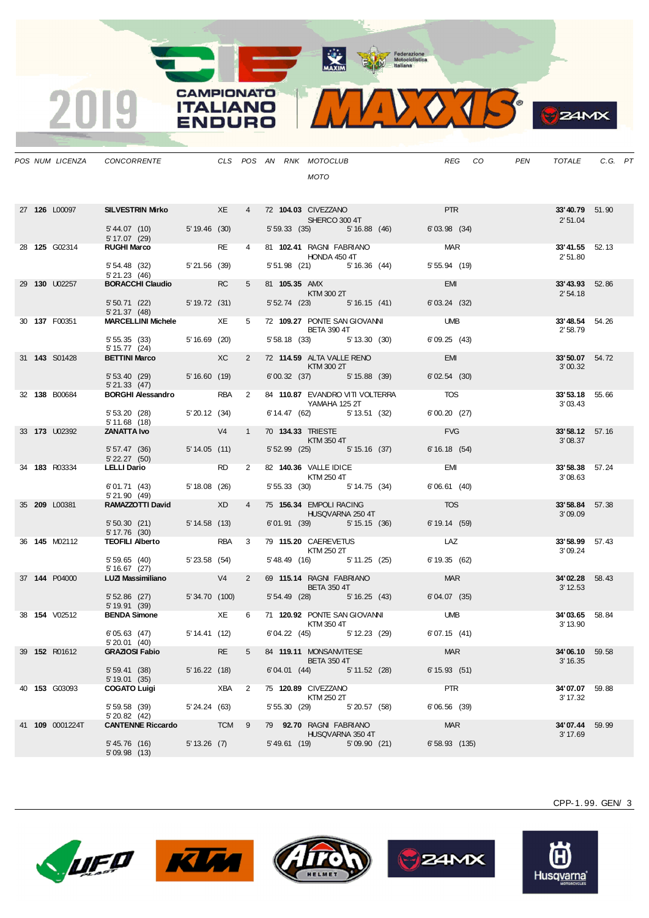# 2019 CAMPIONATO ITALIANO ENDURO

| POS | NUM | LICENZA | CONCORRENTE | CLS | POS | AN | RNK | MOTOCLUB / MOTO | REG | CO | PEN | TOTALE | C.G. | PT |
|---|---|---|---|---|---|---|---|---|---|---|---|---|---|---|
| 27 | **126** | L00097 | **SILVESTRIN Mirko** | XE | 4 | 72 | **104.03** | CIVEZZANO / SHERCO 300 4T | PTR | | | **33'40.79** / 2'51.04 | 51.90 | |
| | | | 5'44.07 (10) 5'19.46 (30) 5'59.33 (35) 5'16.88 (46) 6'03.98 (34) 5'17.07 (29) | | | | | | | | | | | |
| 28 | **125** | G02314 | **RUGHI Marco** | RE | 4 | 81 | **102.41** | RAGNI FABRIANO / HONDA 450 4T | MAR | | | **33'41.55** / 2'51.80 | 52.13 | |
| | | | 5'54.48 (32) 5'21.56 (39) 5'51.98 (21) 5'16.36 (44) 5'55.94 (19) 5'21.23 (46) | | | | | | | | | | | |
| 29 | **130** | U02257 | **BORACCHI Claudio** | RC | 5 | 81 | **105.35** | AMX / KTM 300 2T | EMI | | | **33'43.93** / 2'54.18 | 52.86 | |
| | | | 5'50.71 (22) 5'19.72 (31) 5'52.74 (23) 5'16.15 (41) 6'03.24 (32) 5'21.37 (48) | | | | | | | | | | | |
| 30 | **137** | F00351 | **MARCELLINI Michele** | XE | 5 | 72 | **109.27** | PONTE SAN GIOVANNI / BETA 390 4T | UMB | | | **33'48.54** / 2'58.79 | 54.26 | |
| | | | 5'55.35 (33) 5'16.69 (20) 5'58.18 (33) 5'13.30 (30) 6'09.25 (43) 5'15.77 (24) | | | | | | | | | | | |
| 31 | **143** | S01428 | **BETTINI Marco** | XC | 2 | 72 | **114.59** | ALTA VALLE RENO / KTM 300 2T | EMI | | | **33'50.07** / 3'00.32 | 54.72 | |
| | | | 5'53.40 (29) 5'16.60 (19) 6'00.32 (37) 5'15.88 (39) 6'02.54 (30) 5'21.33 (47) | | | | | | | | | | | |
| 32 | **138** | B00684 | **BORGHI Alessandro** | RBA | 2 | 84 | **110.87** | EVANDRO VITI VOLTERRA / YAMAHA 125 2T | TOS | | | **33'53.18** / 3'03.43 | 55.66 | |
| | | | 5'53.20 (28) 5'20.12 (34) 6'14.47 (62) 5'13.51 (32) 6'00.20 (27) 5'11.68 (18) | | | | | | | | | | | |
| 33 | **173** | U02392 | **ZANATTA Ivo** | V4 | 1 | 70 | **134.33** | TRIESTE / KTM 350 4T | FVG | | | **33'58.12** / 3'08.37 | 57.16 | |
| | | | 5'57.47 (36) 5'14.05 (11) 5'52.99 (25) 5'15.16 (37) 6'16.18 (54) 5'22.27 (50) | | | | | | | | | | | |
| 34 | **183** | R03334 | **LELLI Dario** | RD | 2 | 82 | **140.36** | VALLE IDICE / KTM 250 4T | EMI | | | **33'58.38** / 3'08.63 | 57.24 | |
| | | | 6'01.71 (43) 5'18.08 (26) 5'55.33 (30) 5'14.75 (34) 6'06.61 (40) 5'21.90 (49) | | | | | | | | | | | |
| 35 | **209** | L00381 | **RAMAZZOTTI David** | XD | 4 | 75 | **156.34** | EMPOLI RACING / HUSQVARNA 250 4T | TOS | | | **33'58.84** / 3'09.09 | 57.38 | |
| | | | 5'50.30 (21) 5'14.58 (13) 6'01.91 (39) 5'15.15 (36) 6'19.14 (59) 5'17.76 (30) | | | | | | | | | | | |
| 36 | **145** | M02112 | **TEOFILI Alberto** | RBA | 3 | 79 | **115.20** | CAEREVETUS / KTM 250 2T | LAZ | | | **33'58.99** / 3'09.24 | 57.43 | |
| | | | 5'59.65 (40) 5'23.58 (54) 5'48.49 (16) 5'11.25 (25) 6'19.35 (62) 5'16.67 (27) | | | | | | | | | | | |
| 37 | **144** | P04000 | **LUZI Massimiliano** | V4 | 2 | 69 | **115.14** | RAGNI FABRIANO / BETA 350 4T | MAR | | | **34'02.28** / 3'12.53 | 58.43 | |
| | | | 5'52.86 (27) 5'34.70 (100) 5'54.49 (28) 5'16.25 (43) 6'04.07 (35) 5'19.91 (39) | | | | | | | | | | | |
| 38 | **154** | V02512 | **BENDA Simone** | XE | 6 | 71 | **120.92** | PONTE SAN GIOVANNI / KTM 350 4T | UMB | | | **34'03.65** / 3'13.90 | 58.84 | |
| | | | 6'05.63 (47) 5'14.41 (12) 6'04.22 (45) 5'12.23 (29) 6'07.15 (41) 5'20.01 (40) | | | | | | | | | | | |
| 39 | **152** | R01612 | **GRAZIOSI Fabio** | RE | 5 | 84 | **119.11** | MONSANVITESE / BETA 350 4T | MAR | | | **34'06.10** / 3'16.35 | 59.58 | |
| | | | 5'59.41 (38) 5'16.22 (18) 6'04.01 (44) 5'11.52 (28) 6'15.93 (51) 5'19.01 (35) | | | | | | | | | | | |
| 40 | **153** | G03093 | **COGATO Luigi** | XBA | 2 | 75 | **120.89** | CIVEZZANO / KTM 250 2T | PTR | | | **34'07.07** / 3'17.32 | 59.88 | |
| | | | 5'59.58 (39) 5'24.24 (63) 5'55.30 (29) 5'20.57 (58) 6'06.56 (39) 5'20.82 (42) | | | | | | | | | | | |
| 41 | **109** | 0001224T | **CANTENNE Riccardo** | TCM | 9 | 79 | **92.70** | RAGNI FABRIANO / HUSQVARNA 350 4T | MAR | | | **34'07.44** / 3'17.69 | 59.99 | |
| | | | 5'45.76 (16) 5'13.26 (7) 5'49.61 (19) 5'09.90 (21) 6'58.93 (135) 5'09.98 (13) | | | | | | | | | | | |

CPP-1.99. GEN/ 3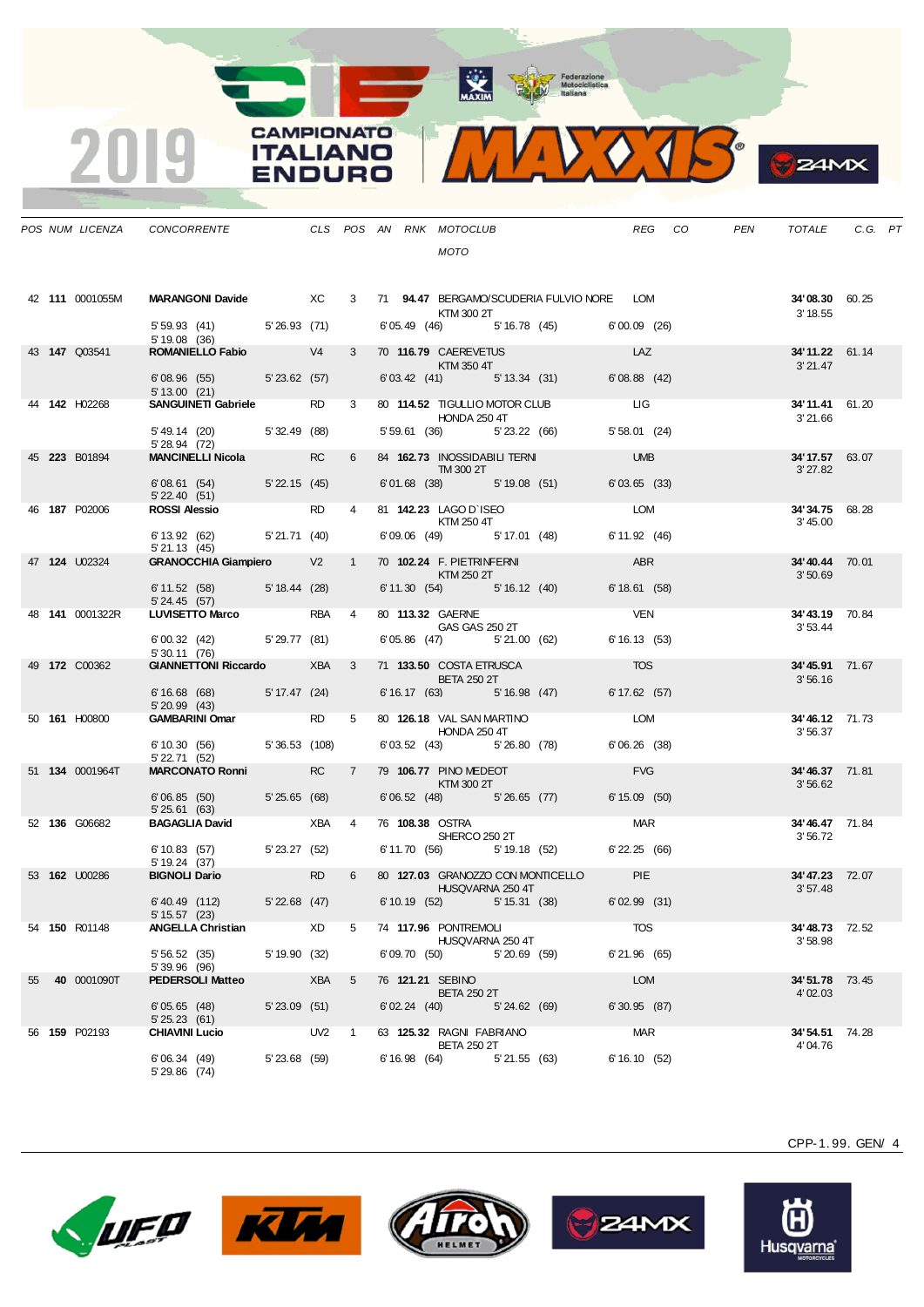| POS | NUM | LICENZA | CONCORRENTE | CLS | POS | AN | RNK | MOTOCLUB / MOTO | REG | CO | PEN | TOTALE | C.G. | PT |
|---|---|---|---|---|---|---|---|---|---|---|---|---|---|---|
| 42 | **111** | 0001055M | **MARANGONI Davide** | XC | 3 | 71 | **94.47** | BERGAMO/SCUDERIA FULVIO NORE / KTM 300 2T | LOM | | | **34' 08.30** / 3' 18.55 | 60.25 | |
| | | | 5' 59.93 (41) / 5' 19.08 (36) | 5' 26.93 (71) | | 6' 05.49 (46) | | 5' 16.78 (45) | 6' 00.09 (26) | | | | | |
| 43 | **147** | Q03541 | **ROMANIELLO Fabio** | V4 | 3 | 70 | **116.79** | CAEREVETUS / KTM 350 4T | LAZ | | | **34' 11.22** / 3' 21.47 | 61.14 | |
| | | | 6' 08.96 (55) / 5' 13.00 (21) | 5' 23.62 (57) | | 6' 03.42 (41) | | 5' 13.34 (31) | 6' 08.88 (42) | | | | | |
| 44 | **142** | H02268 | **SANGUINETI Gabriele** | RD | 3 | 80 | **114.52** | TIGULLIO MOTOR CLUB / HONDA 250 4T | LIG | | | **34' 11.41** / 3' 21.66 | 61.20 | |
| | | | 5' 49.14 (20) / 5' 28.94 (72) | 5' 32.49 (88) | | 5' 59.61 (36) | | 5' 23.22 (66) | 5' 58.01 (24) | | | | | |
| 45 | **223** | B01894 | **MANCINELLI Nicola** | RC | 6 | 84 | **162.73** | INOSSIDABILI TERNI / TM 300 2T | UMB | | | **34' 17.57** / 3' 27.82 | 63.07 | |
| | | | 6' 08.61 (54) / 5' 22.40 (51) | 5' 22.15 (45) | | 6' 01.68 (38) | | 5' 19.08 (51) | 6' 03.65 (33) | | | | | |
| 46 | **187** | P02006 | **ROSSI Alessio** | RD | 4 | 81 | **142.23** | LAGO D`ISEO / KTM 250 4T | LOM | | | **34' 34.75** / 3' 45.00 | 68.28 | |
| | | | 6' 13.92 (62) / 5' 21.13 (45) | 5' 21.71 (40) | | 6' 09.06 (49) | | 5' 17.01 (48) | 6' 11.92 (46) | | | | | |
| 47 | **124** | U02324 | **GRANOCCHIA Giampiero** | V2 | 1 | 70 | **102.24** | F. PIETRINFERNI / KTM 250 2T | ABR | | | **34' 40.44** / 3' 50.69 | 70.01 | |
| | | | 6' 11.52 (58) / 5' 24.45 (57) | 5' 18.44 (28) | | 6' 11.30 (54) | | 5' 16.12 (40) | 6' 18.61 (58) | | | | | |
| 48 | **141** | 0001322R | **LUVISETTO Marco** | RBA | 4 | 80 | **113.32** | GAERNE / GAS GAS 250 2T | VEN | | | **34' 43.19** / 3' 53.44 | 70.84 | |
| | | | 6' 00.32 (42) / 5' 30.11 (76) | 5' 29.77 (81) | | 6' 05.86 (47) | | 5' 21.00 (62) | 6' 16.13 (53) | | | | | |
| 49 | **172** | C00362 | **GIANNETTONI Riccardo** | XBA | 3 | 71 | **133.50** | COSTA ETRUSCA / BETA 250 2T | TOS | | | **34' 45.91** / 3' 56.16 | 71.67 | |
| | | | 6' 16.68 (68) / 5' 20.99 (43) | 5' 17.47 (24) | | 6' 16.17 (63) | | 5' 16.98 (47) | 6' 17.62 (57) | | | | | |
| 50 | **161** | H00800 | **GAMBARINI Omar** | RD | 5 | 80 | **126.18** | VAL SAN MARTINO / HONDA 250 4T | LOM | | | **34' 46.12** / 3' 56.37 | 71.73 | |
| | | | 6' 10.30 (56) / 5' 22.71 (52) | 5' 36.53 (108) | | 6' 03.52 (43) | | 5' 26.80 (78) | 6' 06.26 (38) | | | | | |
| 51 | **134** | 0001964T | **MARCONATO Ronni** | RC | 7 | 79 | **106.77** | PINO MEDEOT / KTM 300 2T | FVG | | | **34' 46.37** / 3' 56.62 | 71.81 | |
| | | | 6' 06.85 (50) / 5' 25.61 (63) | 5' 25.65 (68) | | 6' 06.52 (48) | | 5' 26.65 (77) | 6' 15.09 (50) | | | | | |
| 52 | **136** | G06682 | **BAGAGLIA David** | XBA | 4 | 76 | **108.38** | OSTRA / SHERCO 250 2T | MAR | | | **34' 46.47** / 3' 56.72 | 71.84 | |
| | | | 6' 10.83 (57) / 5' 19.24 (37) | 5' 23.27 (52) | | 6' 11.70 (56) | | 5' 19.18 (52) | 6' 22.25 (66) | | | | | |
| 53 | **162** | U00286 | **BIGNOLI Dario** | RD | 6 | 80 | **127.03** | GRANOZZO CON MONTICELLO / HUSQVARNA 250 4T | PIE | | | **34' 47.23** / 3' 57.48 | 72.07 | |
| | | | 6' 40.49 (112) / 5' 15.57 (23) | 5' 22.68 (47) | | 6' 10.19 (52) | | 5' 15.31 (38) | 6' 02.99 (31) | | | | | |
| 54 | **150** | R01148 | **ANGELLA Christian** | XD | 5 | 74 | **117.96** | PONTREMOLI / HUSQVARNA 250 4T | TOS | | | **34' 48.73** / 3' 58.98 | 72.52 | |
| | | | 5' 56.52 (35) / 5' 39.96 (96) | 5' 19.90 (32) | | 6' 09.70 (50) | | 5' 20.69 (59) | 6' 21.96 (65) | | | | | |
| 55 | **40** | 0001090T | **PEDERSOLI Matteo** | XBA | 5 | 76 | **121.21** | SEBINO / BETA 250 2T | LOM | | | **34' 51.78** / 4' 02.03 | 73.45 | |
| | | | 6' 05.65 (48) / 5' 25.23 (61) | 5' 23.09 (51) | | 6' 02.24 (40) | | 5' 24.62 (69) | 6' 30.95 (87) | | | | | |
| 56 | **159** | P02193 | **CHIAVINI Lucio** | UV2 | 1 | 63 | **125.32** | RAGNI FABRIANO / BETA 250 2T | MAR | | | **34' 54.51** / 4' 04.76 | 74.28 | |
| | | | 6' 06.34 (49) / 5' 29.86 (74) | 5' 23.68 (59) | | 6' 16.98 (64) | | 5' 21.55 (63) | 6' 16.10 (52) | | | | | |

CPP-1.99. GEN/ 4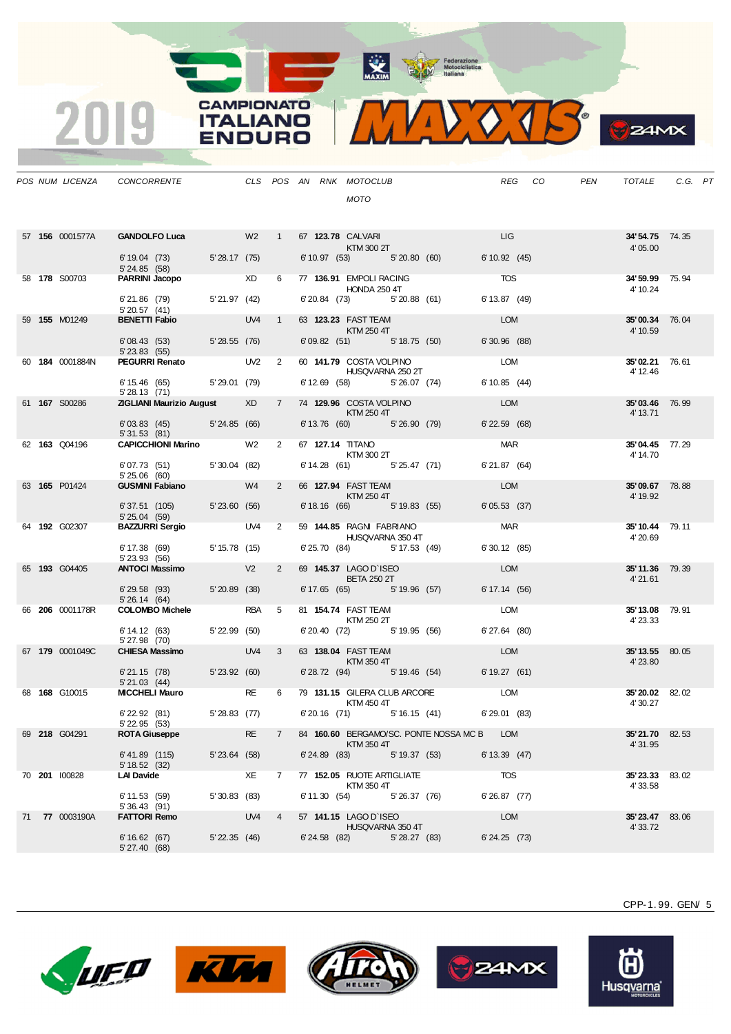# 2019 CAMPIONATO ITALIANO ENDURO MAXXIS

| POS | NUM | LICENZA | CONCORRENTE | CLS | POS | AN | RNK | MOTOCLUB / MOTO | REG | CO | PEN | TOTALE | C.G. | PT |
|---|---|---|---|---|---|---|---|---|---|---|---|---|---|---|
| 57 | **156** | 0001577A | **GANDOLFO Luca** | W2 | 1 | 67 | **123.78** | CALVARI / KTM 300 2T | LIG | | | **34' 54.75** 4' 05.00 | 74.35 | |
| | | | 6' 19.04 (73) 5' 28.17 (75) 6' 10.97 (53) 5' 20.80 (60) 6' 10.92 (45) 5' 24.85 (58) | | | | | | | | | | | |
| 58 | **178** | S00703 | **PARRINI Jacopo** | XD | 6 | 77 | **136.91** | EMPOLI RACING / HONDA 250 4T | TOS | | | **34' 59.99** 4' 10.24 | 75.94 | |
| | | | 6' 21.86 (79) 5' 21.97 (42) 6' 20.84 (73) 5' 20.88 (61) 6' 13.87 (49) 5' 20.57 (41) | | | | | | | | | | | |
| 59 | **155** | M01249 | **BENETTI Fabio** | UV4 | 1 | 63 | **123.23** | FAST TEAM / KTM 250 4T | LOM | | | **35' 00.34** 4' 10.59 | 76.04 | |
| | | | 6' 08.43 (53) 5' 28.55 (76) 6' 09.82 (51) 5' 18.75 (50) 6' 30.96 (88) 5' 23.83 (55) | | | | | | | | | | | |
| 60 | **184** | 0001884N | **PEGURRI Renato** | UV2 | 2 | 60 | **141.79** | COSTA VOLPINO / HUSQVARNA 250 2T | LOM | | | **35' 02.21** 4' 12.46 | 76.61 | |
| | | | 6' 15.46 (65) 5' 29.01 (79) 6' 12.69 (58) 5' 26.07 (74) 6' 10.85 (44) 5' 28.13 (71) | | | | | | | | | | | |
| 61 | **167** | S00286 | **ZIGLIANI Maurizio August** | XD | 7 | 74 | **129.96** | COSTA VOLPINO / KTM 250 4T | LOM | | | **35' 03.46** 4' 13.71 | 76.99 | |
| | | | 6' 03.83 (45) 5' 24.85 (66) 6' 13.76 (60) 5' 26.90 (79) 6' 22.59 (68) 5' 31.53 (81) | | | | | | | | | | | |
| 62 | **163** | Q04196 | **CAPICCHIONI Marino** | W2 | 2 | 67 | **127.14** | TITANO / KTM 300 2T | MAR | | | **35' 04.45** 4' 14.70 | 77.29 | |
| | | | 6' 07.73 (51) 5' 30.04 (82) 6' 14.28 (61) 5' 25.47 (71) 6' 21.87 (64) 5' 25.06 (60) | | | | | | | | | | | |
| 63 | **165** | P01424 | **GUSMINI Fabiano** | W4 | 2 | 66 | **127.94** | FAST TEAM / KTM 250 4T | LOM | | | **35' 09.67** 4' 19.92 | 78.88 | |
| | | | 6' 37.51 (105) 5' 23.60 (56) 6' 18.16 (66) 5' 19.83 (55) 6' 05.53 (37) 5' 25.04 (59) | | | | | | | | | | | |
| 64 | **192** | G02307 | **BAZZURRI Sergio** | UV4 | 2 | 59 | **144.85** | RAGNI FABRIANO / HUSQVARNA 350 4T | MAR | | | **35' 10.44** 4' 20.69 | 79.11 | |
| | | | 6' 17.38 (69) 5' 15.78 (15) 6' 25.70 (84) 5' 17.53 (49) 6' 30.12 (85) 5' 23.93 (56) | | | | | | | | | | | |
| 65 | **193** | G04405 | **ANTOCI Massimo** | V2 | 2 | 69 | **145.37** | LAGO D`ISEO / BETA 250 2T | LOM | | | **35' 11.36** 4' 21.61 | 79.39 | |
| | | | 6' 29.58 (93) 5' 20.89 (38) 6' 17.65 (65) 5' 19.96 (57) 6' 17.14 (56) 5' 26.14 (64) | | | | | | | | | | | |
| 66 | **206** | 0001178R | **COLOMBO Michele** | RBA | 5 | 81 | **154.74** | FAST TEAM / KTM 250 2T | LOM | | | **35' 13.08** 4' 23.33 | 79.91 | |
| | | | 6' 14.12 (63) 5' 22.99 (50) 6' 20.40 (72) 5' 19.95 (56) 6' 27.64 (80) 5' 27.98 (70) | | | | | | | | | | | |
| 67 | **179** | 0001049C | **CHIESA Massimo** | UV4 | 3 | 63 | **138.04** | FAST TEAM / KTM 350 4T | LOM | | | **35' 13.55** 4' 23.80 | 80.05 | |
| | | | 6' 21.15 (78) 5' 23.92 (60) 6' 28.72 (94) 5' 19.46 (54) 6' 19.27 (61) 5' 21.03 (44) | | | | | | | | | | | |
| 68 | **168** | G10015 | **MICCHELI Mauro** | RE | 6 | 79 | **131.15** | GILERA CLUB ARCORE / KTM 450 4T | LOM | | | **35' 20.02** 4' 30.27 | 82.02 | |
| | | | 6' 22.92 (81) 5' 28.83 (77) 6' 20.16 (71) 5' 16.15 (41) 6' 29.01 (83) 5' 22.95 (53) | | | | | | | | | | | |
| 69 | **218** | G04291 | **ROTA Giuseppe** | RE | 7 | 84 | **160.60** | BERGAMO/SC. PONTE NOSSA MC B / KTM 350 4T | LOM | | | **35' 21.70** 4' 31.95 | 82.53 | |
| | | | 6' 41.89 (115) 5' 23.64 (58) 6' 24.89 (83) 5' 19.37 (53) 6' 13.39 (47) 5' 18.52 (32) | | | | | | | | | | | |
| 70 | **201** | I00828 | **LAI Davide** | XE | 7 | 77 | **152.05** | RUOTE ARTIGLIATE / KTM 350 4T | TOS | | | **35' 23.33** 4' 33.58 | 83.02 | |
| | | | 6' 11.53 (59) 5' 30.83 (83) 6' 11.30 (54) 5' 26.37 (76) 6' 26.87 (77) 5' 36.43 (91) | | | | | | | | | | | |
| 71 | **77** | 0003190A | **FATTORI Remo** | UV4 | 4 | 57 | **141.15** | LAGO D`ISEO / HUSQVARNA 350 4T | LOM | | | **35' 23.47** 4' 33.72 | 83.06 | |
| | | | 6' 16.62 (67) 5' 22.35 (46) 6' 24.58 (82) 5' 28.27 (83) 6' 24.25 (73) 5' 27.40 (68) | | | | | | | | | | | |

CPP-1.99. GEN/ 5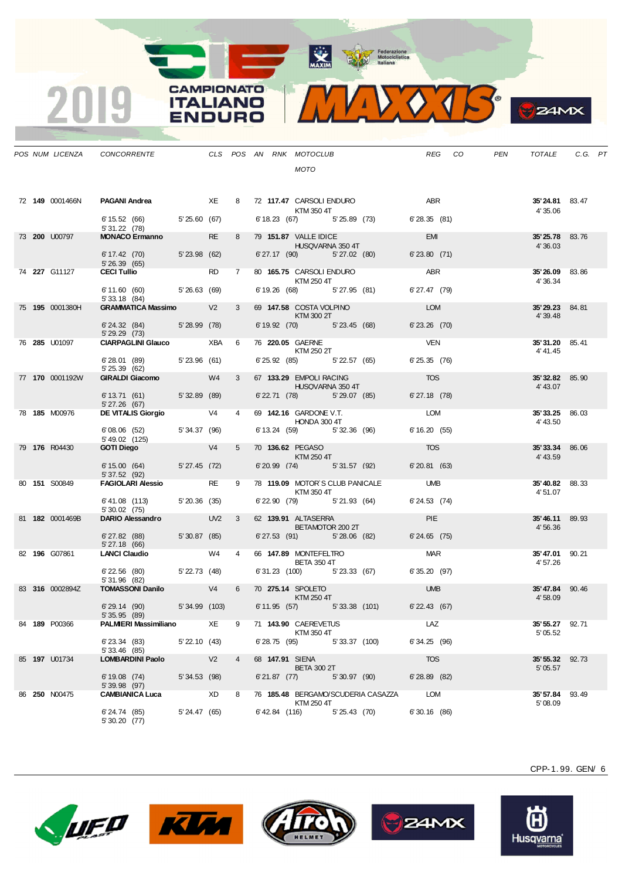# 2019 CAMPIONATO ITALIANO ENDURO

| POS | NUM | LICENZA | CONCORRENTE | CLS | POS | AN | RNK | MOTOCLUB / MOTO | REG | CO | PEN | TOTALE | C.G. | PT |
|---|---|---|---|---|---|---|---|---|---|---|---|---|---|---|
| 72 | **149** | 0001466N | **PAGANI Andrea** | XE | 8 | 72 | **117.47** | CARSOLI ENDURO / KTM 350 4T | ABR | | | **35'24.81** 4'35.06 | 83.47 | |
| | | | 6'15.52 (66) / 5'31.22 (78) | 5'25.60 (67) | | | 6'18.23 (67) | 5'25.89 (73) | 6'28.35 (81) | | | | | |
| 73 | **200** | U00797 | **MONACO Ermanno** | RE | 8 | 79 | **151.87** | VALLE IDICE / HUSQVARNA 350 4T | EMI | | | **35'25.78** 4'36.03 | 83.76 | |
| | | | 6'17.42 (70) / 5'26.39 (65) | 5'23.98 (62) | | | 6'27.17 (90) | 5'27.02 (80) | 6'23.80 (71) | | | | | |
| 74 | **227** | G11127 | **CECI Tullio** | RD | 7 | 80 | **165.75** | CARSOLI ENDURO / KTM 250 4T | ABR | | | **35'26.09** 4'36.34 | 83.86 | |
| | | | 6'11.60 (60) / 5'33.18 (84) | 5'26.63 (69) | | | 6'19.26 (68) | 5'27.95 (81) | 6'27.47 (79) | | | | | |
| 75 | **195** | 0001380H | **GRAMMATICA Massimo** | V2 | 3 | 69 | **147.58** | COSTA VOLPINO / KTM 300 2T | LOM | | | **35'29.23** 4'39.48 | 84.81 | |
| | | | 6'24.32 (84) / 5'29.29 (73) | 5'28.99 (78) | | | 6'19.92 (70) | 5'23.45 (68) | 6'23.26 (70) | | | | | |
| 76 | **285** | U01097 | **CIARPAGLINI Glauco** | XBA | 6 | 76 | **220.05** | GAERNE / KTM 250 2T | VEN | | | **35'31.20** 4'41.45 | 85.41 | |
| | | | 6'28.01 (89) / 5'25.39 (62) | 5'23.96 (61) | | | 6'25.92 (85) | 5'22.57 (65) | 6'25.35 (76) | | | | | |
| 77 | **170** | 0001192W | **GIRALDI Giacomo** | W4 | 3 | 67 | **133.29** | EMPOLI RACING / HUSQVARNA 350 4T | TOS | | | **35'32.82** 4'43.07 | 85.90 | |
| | | | 6'13.71 (61) / 5'27.26 (67) | 5'32.89 (89) | | | 6'22.71 (78) | 5'29.07 (85) | 6'27.18 (78) | | | | | |
| 78 | **185** | M00976 | **DE VITALIS Giorgio** | V4 | 4 | 69 | **142.16** | GARDONE V.T. / HONDA 300 4T | LOM | | | **35'33.25** 4'43.50 | 86.03 | |
| | | | 6'08.06 (52) / 5'49.02 (125) | 5'34.37 (96) | | | 6'13.24 (59) | 5'32.36 (96) | 6'16.20 (55) | | | | | |
| 79 | **176** | R04430 | **GOTI Diego** | V4 | 5 | 70 | **136.62** | PEGASO / KTM 250 4T | TOS | | | **35'33.34** 4'43.59 | 86.06 | |
| | | | 6'15.00 (64) / 5'37.52 (92) | 5'27.45 (72) | | | 6'20.99 (74) | 5'31.57 (92) | 6'20.81 (63) | | | | | |
| 80 | **151** | S00849 | **FAGIOLARI Alessio** | RE | 9 | 78 | **119.09** | MOTOR'S CLUB PANICALE / KTM 350 4T | UMB | | | **35'40.82** 4'51.07 | 88.33 | |
| | | | 6'41.08 (113) / 5'30.02 (75) | 5'20.36 (35) | | | 6'22.90 (79) | 5'21.93 (64) | 6'24.53 (74) | | | | | |
| 81 | **182** | 0001469B | **DARIO Alessandro** | UV2 | 3 | 62 | **139.91** | ALTASERRA / BETAMOTOR 200 2T | PIE | | | **35'46.11** 4'56.36 | 89.93 | |
| | | | 6'27.82 (88) / 5'27.18 (66) | 5'30.87 (85) | | | 6'27.53 (91) | 5'28.06 (82) | 6'24.65 (75) | | | | | |
| 82 | **196** | G07861 | **LANCI Claudio** | W4 | 4 | 66 | **147.89** | MONTEFELTRO / BETA 350 4T | MAR | | | **35'47.01** 4'57.26 | 90.21 | |
| | | | 6'22.56 (80) / 5'31.96 (82) | 5'22.73 (48) | | | 6'31.23 (100) | 5'23.33 (67) | 6'35.20 (97) | | | | | |
| 83 | **316** | 0002894Z | **TOMASSONI Danilo** | V4 | 6 | 70 | **275.14** | SPOLETO / KTM 250 4T | UMB | | | **35'47.84** 4'58.09 | 90.46 | |
| | | | 6'29.14 (90) / 5'35.95 (89) | 5'34.99 (103) | | | 6'11.95 (57) | 5'33.38 (101) | 6'22.43 (67) | | | | | |
| 84 | **189** | P00366 | **PALMIERI Massimiliano** | XE | 9 | 71 | **143.90** | CAEREVETUS / KTM 350 4T | LAZ | | | **35'55.27** 5'05.52 | 92.71 | |
| | | | 6'23.34 (83) / 5'33.46 (85) | 5'22.10 (43) | | | 6'28.75 (95) | 5'33.37 (100) | 6'34.25 (96) | | | | | |
| 85 | **197** | U01734 | **LOMBARDINI Paolo** | V2 | 4 | 68 | **147.91** | SIENA / BETA 300 2T | TOS | | | **35'55.32** 5'05.57 | 92.73 | |
| | | | 6'19.08 (74) / 5'39.98 (97) | 5'34.53 (98) | | | 6'21.87 (77) | 5'30.97 (90) | 6'28.89 (82) | | | | | |
| 86 | **250** | N00475 | **CAMBIANICA Luca** | XD | 8 | 76 | **185.48** | BERGAMO/SCUDERIA CASAZZA / KTM 250 4T | LOM | | | **35'57.84** 5'08.09 | 93.49 | |
| | | | 6'24.74 (85) / 5'30.20 (77) | 5'24.47 (65) | | | 6'42.84 (116) | 5'25.43 (70) | 6'30.16 (86) | | | | | |

CPP-1.99. GEN/ 6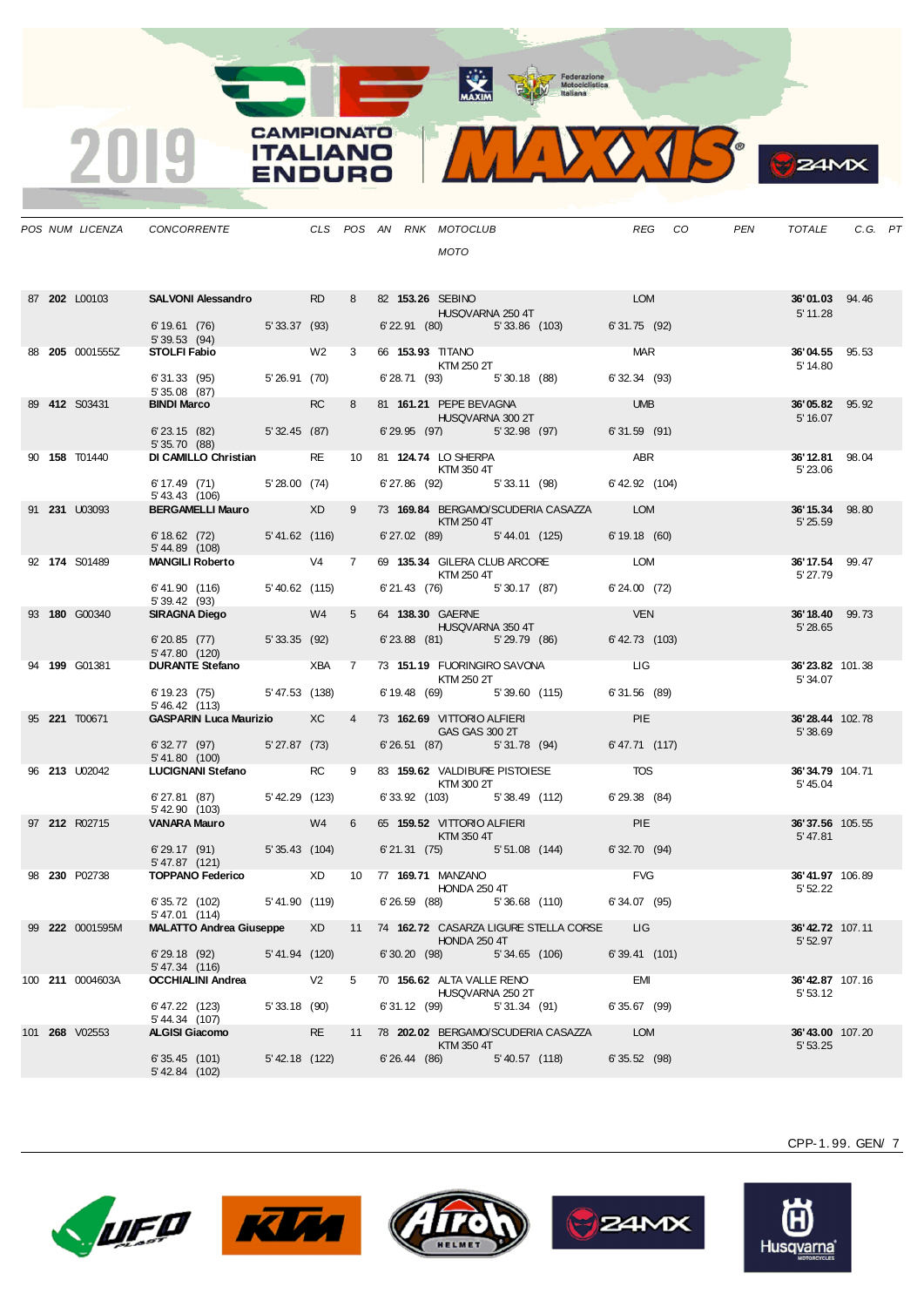# 2019 CAMPIONATO ITALIANO ENDURO MAXXIS

| POS | NUM | LICENZA | CONCORRENTE | CLS | POS | AN | RNK | MOTOCLUB / MOTO | REG | CO | PEN | TOTALE | C.G. | PT |
|---|---|---|---|---|---|---|---|---|---|---|---|---|---|---|
| 87 | **202** | L00103 | **SALVONI Alessandro** | RD | 8 | 82 | **153.26** | SEBINO / HUSQVARNA 250 4T | LOM | | | **36'01.03** 5'11.28 | 94.46 | |
| | | | 6'19.61 (76) 5'33.37 (93) 6'22.91 (80) 5'33.86 (103) 6'31.75 (92) 5'39.53 (94) | | | | | | | | | | | |
| 88 | **205** | 0001555Z | **STOLFI Fabio** | W2 | 3 | 66 | **153.93** | TITANO / KTM 250 2T | MAR | | | **36'04.55** 5'14.80 | 95.53 | |
| | | | 6'31.33 (95) 5'26.91 (70) 6'28.71 (93) 5'30.18 (88) 6'32.34 (93) 5'35.08 (87) | | | | | | | | | | | |
| 89 | **412** | S03431 | **BINDI Marco** | RC | 8 | 81 | **161.21** | PEPE BEVAGNA / HUSQVARNA 300 2T | UMB | | | **36'05.82** 5'16.07 | 95.92 | |
| | | | 6'23.15 (82) 5'32.45 (87) 6'29.95 (97) 5'32.98 (97) 6'31.59 (91) 5'35.70 (88) | | | | | | | | | | | |
| 90 | **158** | T01440 | **DI CAMILLO Christian** | RE | 10 | 81 | **124.74** | LO SHERPA / KTM 350 4T | ABR | | | **36'12.81** 5'23.06 | 98.04 | |
| | | | 6'17.49 (71) 5'28.00 (74) 6'27.86 (92) 5'33.11 (98) 6'42.92 (104) 5'43.43 (106) | | | | | | | | | | | |
| 91 | **231** | U03093 | **BERGAMELLI Mauro** | XD | 9 | 73 | **169.84** | BERGAMO/SCUDERIA CASAZZA / KTM 250 4T | LOM | | | **36'15.34** 5'25.59 | 98.80 | |
| | | | 6'18.62 (72) 5'41.62 (116) 6'27.02 (89) 5'44.01 (125) 6'19.18 (60) 5'44.89 (108) | | | | | | | | | | | |
| 92 | **174** | S01489 | **MANGILI Roberto** | V4 | 7 | 69 | **135.34** | GILERA CLUB ARCORE / KTM 250 4T | LOM | | | **36'17.54** 5'27.79 | 99.47 | |
| | | | 6'41.90 (116) 5'40.62 (115) 6'21.43 (76) 5'30.17 (87) 6'24.00 (72) 5'39.42 (93) | | | | | | | | | | | |
| 93 | **180** | G00340 | **SIRAGNA Diego** | W4 | 5 | 64 | **138.30** | GAERNE / HUSQVARNA 350 4T | VEN | | | **36'18.40** 5'28.65 | 99.73 | |
| | | | 6'20.85 (77) 5'33.35 (92) 6'23.88 (81) 5'29.79 (86) 6'42.73 (103) 5'47.80 (120) | | | | | | | | | | | |
| 94 | **199** | G01381 | **DURANTE Stefano** | XBA | 7 | 73 | **151.19** | FUORINGIRO SAVONA / KTM 250 2T | LIG | | | **36'23.82** 5'34.07 | 101.38 | |
| | | | 6'19.23 (75) 5'47.53 (138) 6'19.48 (69) 5'39.60 (115) 6'31.56 (89) 5'46.42 (113) | | | | | | | | | | | |
| 95 | **221** | T00671 | **GASPARIN Luca Maurizio** | XC | 4 | 73 | **162.69** | VITTORIO ALFIERI / GAS GAS 300 2T | PIE | | | **36'28.44** 5'38.69 | 102.78 | |
| | | | 6'32.77 (97) 5'27.87 (73) 6'26.51 (87) 5'31.78 (94) 6'47.71 (117) 5'41.80 (100) | | | | | | | | | | | |
| 96 | **213** | U02042 | **LUCIGNANI Stefano** | RC | 9 | 83 | **159.62** | VALDIBURE PISTOIESE / KTM 300 2T | TOS | | | **36'34.79** 5'45.04 | 104.71 | |
| | | | 6'27.81 (87) 5'42.29 (123) 6'33.92 (103) 5'38.49 (112) 6'29.38 (84) 5'42.90 (103) | | | | | | | | | | | |
| 97 | **212** | R02715 | **VANARA Mauro** | W4 | 6 | 65 | **159.52** | VITTORIO ALFIERI / KTM 350 4T | PIE | | | **36'37.56** 5'47.81 | 105.55 | |
| | | | 6'29.17 (91) 5'35.43 (104) 6'21.31 (75) 5'51.08 (144) 6'32.70 (94) 5'47.87 (121) | | | | | | | | | | | |
| 98 | **230** | P02738 | **TOPPANO Federico** | XD | 10 | 77 | **169.71** | MANZANO / HONDA 250 4T | FVG | | | **36'41.97** 5'52.22 | 106.89 | |
| | | | 6'35.72 (102) 5'41.90 (119) 6'26.59 (88) 5'36.68 (110) 6'34.07 (95) 5'47.01 (114) | | | | | | | | | | | |
| 99 | **222** | 0001595M | **MALATTO Andrea Giuseppe** | XD | 11 | 74 | **162.72** | CASARZA LIGURE STELLA CORSE / HONDA 250 4T | LIG | | | **36'42.72** 5'52.97 | 107.11 | |
| | | | 6'29.18 (92) 5'41.94 (120) 6'30.20 (98) 5'34.65 (106) 6'39.41 (101) 5'47.34 (116) | | | | | | | | | | | |
| 100 | **211** | 0004603A | **OCCHIALINI Andrea** | V2 | 5 | 70 | **156.62** | ALTA VALLE RENO / HUSQVARNA 250 2T | EMI | | | **36'42.87** 5'53.12 | 107.16 | |
| | | | 6'47.22 (123) 5'33.18 (90) 6'31.12 (99) 5'31.34 (91) 6'35.67 (99) 5'44.34 (107) | | | | | | | | | | | |
| 101 | **268** | V02553 | **ALGISI Giacomo** | RE | 11 | 78 | **202.02** | BERGAMO/SCUDERIA CASAZZA / KTM 350 4T | LOM | | | **36'43.00** 5'53.25 | 107.20 | |
| | | | 6'35.45 (101) 5'42.18 (122) 6'26.44 (86) 5'40.57 (118) 6'35.52 (98) 5'42.84 (102) | | | | | | | | | | | |

CPP-1.99. GEN/ 7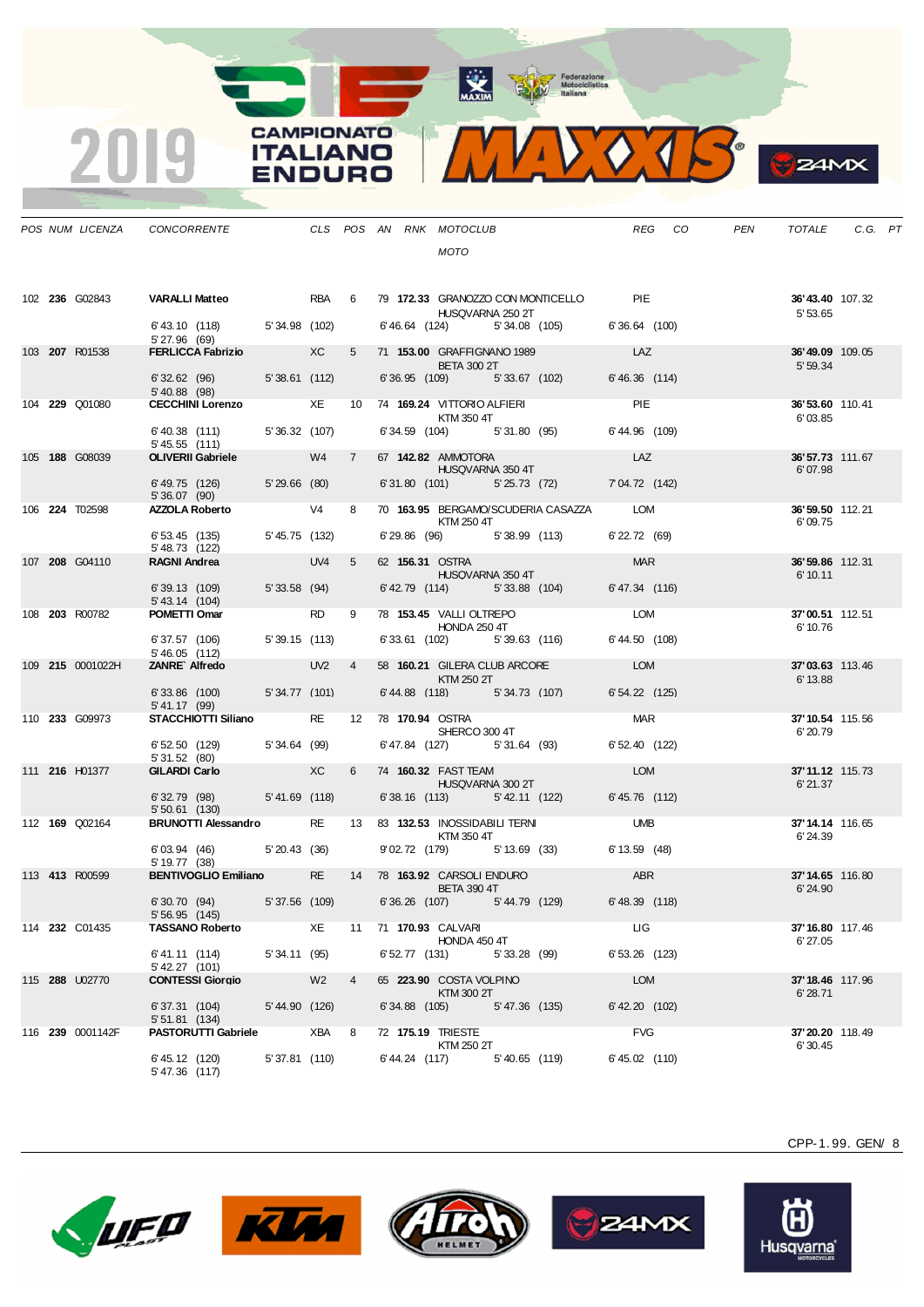| POS | NUM | LICENZA | CONCORRENTE | CLS | POS | AN | RNK | MOTOCLUB / MOTO | REG | CO | PEN | TOTALE | C.G. | PT |
|---|---|---|---|---|---|---|---|---|---|---|---|---|---|---|
| 102 | **236** | G02843 | **VARALLI Matteo** | RBA | 6 | 79 | **172.33** | GRANOZZO CON MONTICELLO / HUSQVARNA 250 2T | PIE | | | **36'43.40** / 5'53.65 | 107.32 | |
| | | | 6'43.10 (118) / 5'27.96 (69) | 5'34.98 (102) | | | | 6'46.64 (124) / 5'34.08 (105) | 6'36.64 (100) | | | | | |
| 103 | **207** | R01538 | **FERLICCA Fabrizio** | XC | 5 | 71 | **153.00** | GRAFFIGNANO 1989 / BETA 300 2T | LAZ | | | **36'49.09** / 5'59.34 | 109.05 | |
| | | | 6'32.62 (96) / 5'40.88 (98) | 5'38.61 (112) | | | | 6'36.95 (109) / 5'33.67 (102) | 6'46.36 (114) | | | | | |
| 104 | **229** | Q01080 | **CECCHINI Lorenzo** | XE | 10 | 74 | **169.24** | VITTORIO ALFIERI / KTM 350 4T | PIE | | | **36'53.60** / 6'03.85 | 110.41 | |
| | | | 6'40.38 (111) / 5'45.55 (111) | 5'36.32 (107) | | | | 6'34.59 (104) / 5'31.80 (95) | 6'44.96 (109) | | | | | |
| 105 | **188** | G08039 | **OLIVERII Gabriele** | W4 | 7 | 67 | **142.82** | AMMOTORA / HUSQVARNA 350 4T | LAZ | | | **36'57.73** / 6'07.98 | 111.67 | |
| | | | 6'49.75 (126) / 5'36.07 (90) | 5'29.66 (80) | | | | 6'31.80 (101) / 5'25.73 (72) | 7'04.72 (142) | | | | | |
| 106 | **224** | T02598 | **AZZOLA Roberto** | V4 | 8 | 70 | **163.95** | BERGAMO/SCUDERIA CASAZZA / KTM 250 4T | LOM | | | **36'59.50** / 6'09.75 | 112.21 | |
| | | | 6'53.45 (135) / 5'48.73 (122) | 5'45.75 (132) | | | | 6'29.86 (96) / 5'38.99 (113) | 6'22.72 (69) | | | | | |
| 107 | **208** | G04110 | **RAGNI Andrea** | UV4 | 5 | 62 | **156.31** | OSTRA / HUSQVARNA 350 4T | MAR | | | **36'59.86** / 6'10.11 | 112.31 | |
| | | | 6'39.13 (109) / 5'43.14 (104) | 5'33.58 (94) | | | | 6'42.79 (114) / 5'33.88 (104) | 6'47.34 (116) | | | | | |
| 108 | **203** | R00782 | **POMETTI Omar** | RD | 9 | 78 | **153.45** | VALLI OLTREPO / HONDA 250 4T | LOM | | | **37'00.51** / 6'10.76 | 112.51 | |
| | | | 6'37.57 (106) / 5'46.05 (112) | 5'39.15 (113) | | | | 6'33.61 (102) / 5'39.63 (116) | 6'44.50 (108) | | | | | |
| 109 | **215** | 0001022H | **ZANRE` Alfredo** | UV2 | 4 | 58 | **160.21** | GILERA CLUB ARCORE / KTM 250 2T | LOM | | | **37'03.63** / 6'13.88 | 113.46 | |
| | | | 6'33.86 (100) / 5'41.17 (99) | 5'34.77 (101) | | | | 6'44.88 (118) / 5'34.73 (107) | 6'54.22 (125) | | | | | |
| 110 | **233** | G09973 | **STACCHIOTTI Siliano** | RE | 12 | 78 | **170.94** | OSTRA / SHERCO 300 4T | MAR | | | **37'10.54** / 6'20.79 | 115.56 | |
| | | | 6'52.50 (129) / 5'31.52 (80) | 5'34.64 (99) | | | | 6'47.84 (127) / 5'31.64 (93) | 6'52.40 (122) | | | | | |
| 111 | **216** | H01377 | **GILARDI Carlo** | XC | 6 | 74 | **160.32** | FAST TEAM / HUSQVARNA 300 2T | LOM | | | **37'11.12** / 6'21.37 | 115.73 | |
| | | | 6'32.79 (98) / 5'50.61 (130) | 5'41.69 (118) | | | | 6'38.16 (113) / 5'42.11 (122) | 6'45.76 (112) | | | | | |
| 112 | **169** | Q02164 | **BRUNOTTI Alessandro** | RE | 13 | 83 | **132.53** | INOSSIDABILI TERNI / KTM 350 4T | UMB | | | **37'14.14** / 6'24.39 | 116.65 | |
| | | | 6'03.94 (46) / 5'19.77 (38) | 5'20.43 (36) | | | | 9'02.72 (179) / 5'13.69 (33) | 6'13.59 (48) | | | | | |
| 113 | **413** | R00599 | **BENTIVOGLIO Emiliano** | RE | 14 | 78 | **163.92** | CARSOLI ENDURO / BETA 390 4T | ABR | | | **37'14.65** / 6'24.90 | 116.80 | |
| | | | 6'30.70 (94) / 5'56.95 (145) | 5'37.56 (109) | | | | 6'36.26 (107) / 5'44.79 (129) | 6'48.39 (118) | | | | | |
| 114 | **232** | C01435 | **TASSANO Roberto** | XE | 11 | 71 | **170.93** | CALVARI / HONDA 450 4T | LIG | | | **37'16.80** / 6'27.05 | 117.46 | |
| | | | 6'41.11 (114) / 5'42.27 (101) | 5'34.11 (95) | | | | 6'52.77 (131) / 5'33.28 (99) | 6'53.26 (123) | | | | | |
| 115 | **288** | U02770 | **CONTESSI Giorgio** | W2 | 4 | 65 | **223.90** | COSTA VOLPINO / KTM 300 2T | LOM | | | **37'18.46** / 6'28.71 | 117.96 | |
| | | | 6'37.31 (104) / 5'51.81 (134) | 5'44.90 (126) | | | | 6'34.88 (105) / 5'47.36 (135) | 6'42.20 (102) | | | | | |
| 116 | **239** | 0001142F | **PASTORUTTI Gabriele** | XBA | 8 | 72 | **175.19** | TRIESTE / KTM 250 2T | FVG | | | **37'20.20** / 6'30.45 | 118.49 | |
| | | | 6'45.12 (120) / 5'47.36 (117) | 5'37.81 (110) | | | | 6'44.24 (117) / 5'40.65 (119) | 6'45.02 (110) | | | | | |

CPP-1.99. GEN/ 8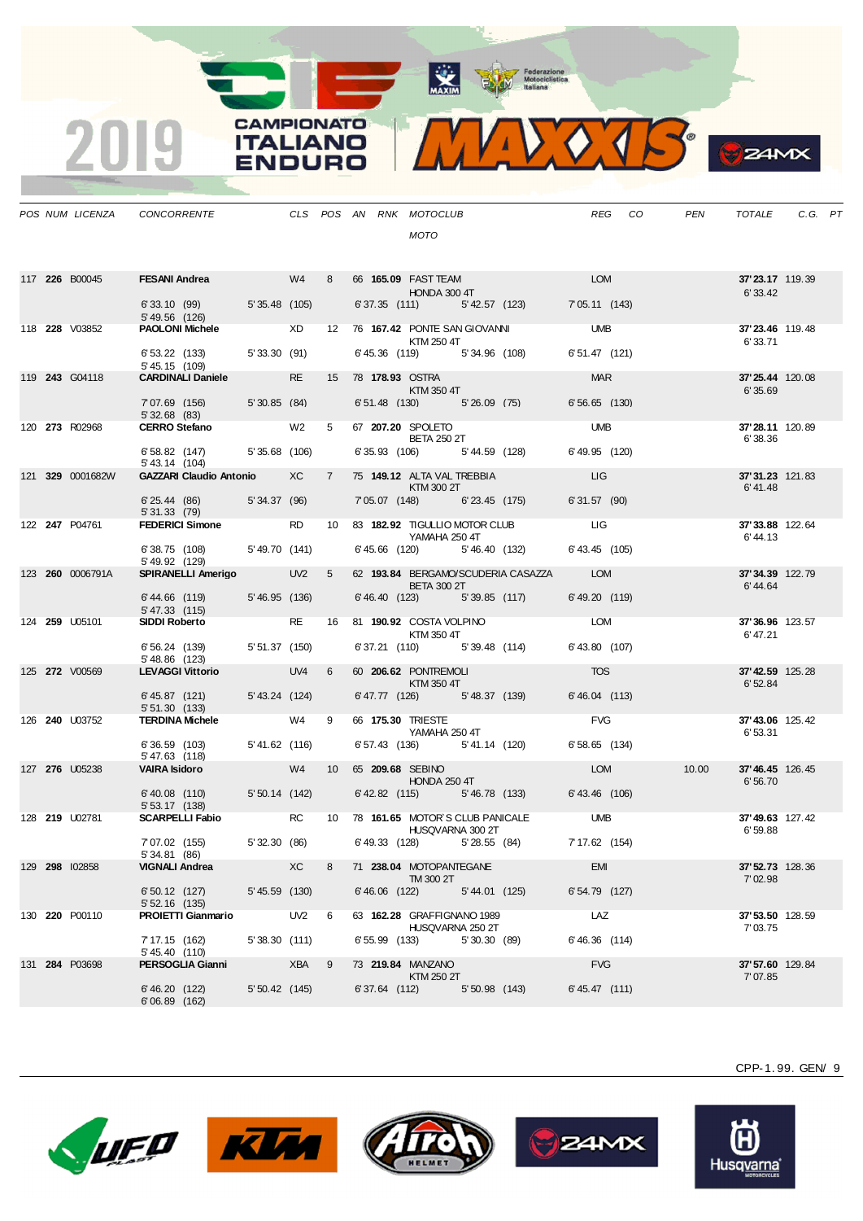# 2019 CAMPIONATO ITALIANO ENDURO MAXXIS

| POS | NUM | LICENZA | CONCORRENTE | CLS | POS | AN | RNK | MOTOCLUB / MOTO | REG | CO | PEN | TOTALE | C.G. | PT |
|---|---|---|---|---|---|---|---|---|---|---|---|---|---|---|
| 117 | **226** | B00045 | **FESANI Andrea** | W4 | 8 | 66 | **165.09** | FAST TEAM / HONDA 300 4T | LOM | | | **37'23.17** 6'33.42 | 119.39 | |
| | | | 6'33.10 (99) 5'35.48 (105) 6'37.35 (111) 5'42.57 (123) 7'05.11 (143) 5'49.56 (126) | | | | | | | | | | | |
| 118 | **228** | V03852 | **PAOLONI Michele** | XD | 12 | 76 | **167.42** | PONTE SAN GIOVANNI / KTM 250 4T | UMB | | | **37'23.46** 6'33.71 | 119.48 | |
| | | | 6'53.22 (133) 5'33.30 (91) 6'45.36 (119) 5'34.96 (108) 6'51.47 (121) 5'45.15 (109) | | | | | | | | | | | |
| 119 | **243** | G04118 | **CARDINALI Daniele** | RE | 15 | 78 | **178.93** | OSTRA / KTM 350 4T | MAR | | | **37'25.44** 6'35.69 | 120.08 | |
| | | | 7'07.69 (156) 5'30.85 (84) 6'51.48 (130) 5'26.09 (75) 6'56.65 (130) 5'32.68 (83) | | | | | | | | | | | |
| 120 | **273** | R02968 | **CERRO Stefano** | W2 | 5 | 67 | **207.20** | SPOLETO / BETA 250 2T | UMB | | | **37'28.11** 6'38.36 | 120.89 | |
| | | | 6'58.82 (147) 5'35.68 (106) 6'35.93 (106) 5'44.59 (128) 6'49.95 (120) 5'43.14 (104) | | | | | | | | | | | |
| 121 | **329** | 0001682W | **GAZZARI Claudio Antonio** | XC | 7 | 75 | **149.12** | ALTA VAL TREBBIA / KTM 300 2T | LIG | | | **37'31.23** 6'41.48 | 121.83 | |
| | | | 6'25.44 (86) 5'34.37 (96) 7'05.07 (148) 6'23.45 (175) 6'31.57 (90) 5'31.33 (79) | | | | | | | | | | | |
| 122 | **247** | P04761 | **FEDERICI Simone** | RD | 10 | 83 | **182.92** | TIGULLIO MOTOR CLUB / YAMAHA 250 4T | LIG | | | **37'33.88** 6'44.13 | 122.64 | |
| | | | 6'38.75 (108) 5'49.70 (141) 6'45.66 (120) 5'46.40 (132) 6'43.45 (105) 5'49.92 (129) | | | | | | | | | | | |
| 123 | **260** | 0006791A | **SPIRANELLI Amerigo** | UV2 | 5 | 62 | **193.84** | BERGAMO/SCUDERIA CASAZZA / BETA 300 2T | LOM | | | **37'34.39** 6'44.64 | 122.79 | |
| | | | 6'44.66 (119) 5'46.95 (136) 6'46.40 (123) 5'39.85 (117) 6'49.20 (119) 5'47.33 (115) | | | | | | | | | | | |
| 124 | **259** | U05101 | **SIDDI Roberto** | RE | 16 | 81 | **190.92** | COSTA VOLPINO / KTM 350 4T | LOM | | | **37'36.96** 6'47.21 | 123.57 | |
| | | | 6'56.24 (139) 5'51.37 (150) 6'37.21 (110) 5'39.48 (114) 6'43.80 (107) 5'48.86 (123) | | | | | | | | | | | |
| 125 | **272** | V00569 | **LEVAGGI Vittorio** | UV4 | 6 | 60 | **206.62** | PONTREMOLI / KTM 350 4T | TOS | | | **37'42.59** 6'52.84 | 125.28 | |
| | | | 6'45.87 (121) 5'43.24 (124) 6'47.77 (126) 5'48.37 (139) 6'46.04 (113) 5'51.30 (133) | | | | | | | | | | | |
| 126 | **240** | U03752 | **TERDINA Michele** | W4 | 9 | 66 | **175.30** | TRIESTE / YAMAHA 250 4T | FVG | | | **37'43.06** 6'53.31 | 125.42 | |
| | | | 6'36.59 (103) 5'41.62 (116) 6'57.43 (136) 5'41.14 (120) 6'58.65 (134) 5'47.63 (118) | | | | | | | | | | | |
| 127 | **276** | U05238 | **VAIRA Isidoro** | W4 | 10 | 65 | **209.68** | SEBINO / HONDA 250 4T | LOM | | 10.00 | **37'46.45** 6'56.70 | 126.45 | |
| | | | 6'40.08 (110) 5'50.14 (142) 6'42.82 (115) 5'46.78 (133) 6'43.46 (106) 5'53.17 (138) | | | | | | | | | | | |
| 128 | **219** | U02781 | **SCARPELLI Fabio** | RC | 10 | 78 | **161.65** | MOTOR'S CLUB PANICALE / HUSQVARNA 300 2T | UMB | | | **37'49.63** 6'59.88 | 127.42 | |
| | | | 7'07.02 (155) 5'32.30 (86) 6'49.33 (128) 5'28.55 (84) 7'17.62 (154) 5'34.81 (86) | | | | | | | | | | | |
| 129 | **298** | I02858 | **VIGNALI Andrea** | XC | 8 | 71 | **238.04** | MOTOPANTEGANE / TM 300 2T | EMI | | | **37'52.73** 7'02.98 | 128.36 | |
| | | | 6'50.12 (127) 5'45.59 (130) 6'46.06 (122) 5'44.01 (125) 6'54.79 (127) 5'52.16 (135) | | | | | | | | | | | |
| 130 | **220** | P00110 | **PROIETTI Gianmario** | UV2 | 6 | 63 | **162.28** | GRAFFIGNANO 1989 / HUSQVARNA 250 2T | LAZ | | | **37'53.50** 7'03.75 | 128.59 | |
| | | | 7'17.15 (162) 5'38.30 (111) 6'55.99 (133) 5'30.30 (89) 6'46.36 (114) 5'45.40 (110) | | | | | | | | | | | |
| 131 | **284** | P03698 | **PERSOGLIA Gianni** | XBA | 9 | 73 | **219.84** | MANZANO / KTM 250 2T | FVG | | | **37'57.60** 7'07.85 | 129.84 | |
| | | | 6'46.20 (122) 5'50.42 (145) 6'37.64 (112) 5'50.98 (143) 6'45.47 (111) 6'06.89 (162) | | | | | | | | | | | |

CPP-1.99. GEN/ 9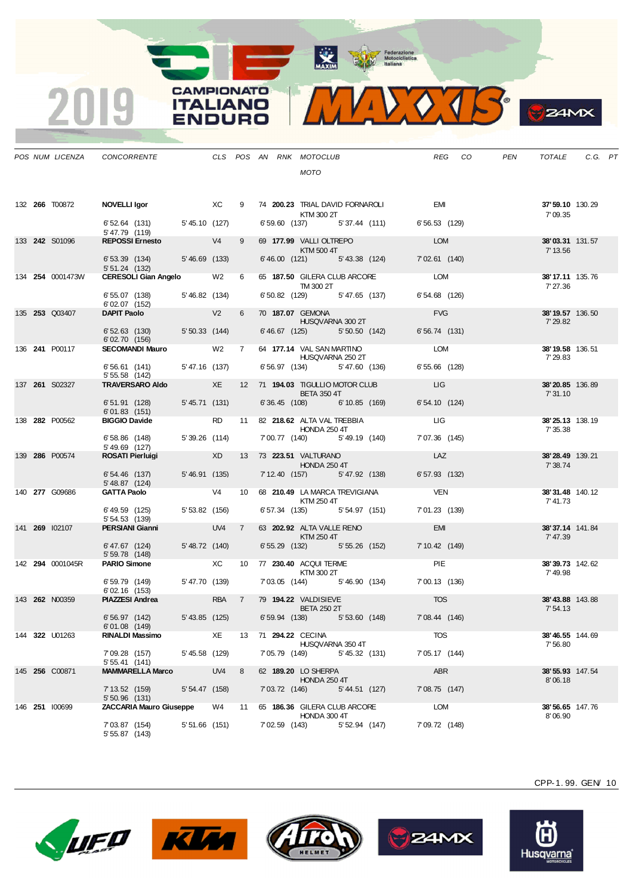| POS | NUM | LICENZA | CONCORRENTE | CLS | POS | AN | RNK | MOTOCLUB / MOTO | REG | CO | PEN | TOTALE | C.G. | PT |
|---|---|---|---|---|---|---|---|---|---|---|---|---|---|---|
| 132 | **266** | T00872 | **NOVELLI Igor** | XC | 9 | 74 | **200.23** | TRIAL DAVID FORNAROLI / KTM 300 2T | EMI | | | **37'59.10** 7'09.35 | 130.29 | |
| | | | 6'52.64 (131) 5'45.10 (127) 6'59.60 (137) 5'37.44 (111) 6'56.53 (129) 5'47.79 (119) | | | | | | | | | | | |
| 133 | **242** | S01096 | **REPOSSI Ernesto** | V4 | 9 | 69 | **177.99** | VALLI OLTREPO / KTM 500 4T | LOM | | | **38'03.31** 7'13.56 | 131.57 | |
| | | | 6'53.39 (134) 5'46.69 (133) 6'46.00 (121) 5'43.38 (124) 7'02.61 (140) 5'51.24 (132) | | | | | | | | | | | |
| 134 | **254** | 0001473W | **CERESOLI Gian Angelo** | W2 | 6 | 65 | **187.50** | GILERA CLUB ARCORE / TM 300 2T | LOM | | | **38'17.11** 7'27.36 | 135.76 | |
| | | | 6'55.07 (138) 5'46.82 (134) 6'50.82 (129) 5'47.65 (137) 6'54.68 (126) 6'02.07 (152) | | | | | | | | | | | |
| 135 | **253** | Q03407 | **DAPIT Paolo** | V2 | 6 | 70 | **187.07** | GEMONA / HUSQVARNA 300 2T | FVG | | | **38'19.57** 7'29.82 | 136.50 | |
| | | | 6'52.63 (130) 5'50.33 (144) 6'46.67 (125) 5'50.50 (142) 6'56.74 (131) 6'02.70 (156) | | | | | | | | | | | |
| 136 | **241** | P00117 | **SECOMANDI Mauro** | W2 | 7 | 64 | **177.14** | VAL SAN MARTINO / HUSQVARNA 250 2T | LOM | | | **38'19.58** 7'29.83 | 136.51 | |
| | | | 6'56.61 (141) 5'47.16 (137) 6'56.97 (134) 5'47.60 (136) 6'55.66 (128) 5'55.58 (142) | | | | | | | | | | | |
| 137 | **261** | S02327 | **TRAVERSARO Aldo** | XE | 12 | 71 | **194.03** | TIGULLIO MOTOR CLUB / BETA 350 4T | LIG | | | **38'20.85** 7'31.10 | 136.89 | |
| | | | 6'51.91 (128) 5'45.71 (131) 6'36.45 (108) 6'10.85 (169) 6'54.10 (124) 6'01.83 (151) | | | | | | | | | | | |
| 138 | **282** | P00562 | **BIGGIO Davide** | RD | 11 | 82 | **218.62** | ALTA VAL TREBBIA / HONDA 250 4T | LIG | | | **38'25.13** 7'35.38 | 138.19 | |
| | | | 6'58.86 (148) 5'39.26 (114) 7'00.77 (140) 5'49.19 (140) 7'07.36 (145) 5'49.69 (127) | | | | | | | | | | | |
| 139 | **286** | P00574 | **ROSATI Pierluigi** | XD | 13 | 73 | **223.51** | VALTURANO / HONDA 250 4T | LAZ | | | **38'28.49** 7'38.74 | 139.21 | |
| | | | 6'54.46 (137) 5'46.91 (135) 7'12.40 (157) 5'47.92 (138) 6'57.93 (132) 5'48.87 (124) | | | | | | | | | | | |
| 140 | **277** | G09686 | **GATTA Paolo** | V4 | 10 | 68 | **210.49** | LA MARCA TREVIGIANA / KTM 250 4T | VEN | | | **38'31.48** 7'41.73 | 140.12 | |
| | | | 6'49.59 (125) 5'53.82 (156) 6'57.34 (135) 5'54.97 (151) 7'01.23 (139) 5'54.53 (139) | | | | | | | | | | | |
| 141 | **269** | I02107 | **PERSIANI Gianni** | UV4 | 7 | 63 | **202.92** | ALTA VALLE RENO / KTM 250 4T | EMI | | | **38'37.14** 7'47.39 | 141.84 | |
| | | | 6'47.67 (124) 5'48.72 (140) 6'55.29 (132) 5'55.26 (152) 7'10.42 (149) 5'59.78 (148) | | | | | | | | | | | |
| 142 | **294** | 0001045R | **PARIO Simone** | XC | 10 | 77 | **230.40** | ACQUI TERME / KTM 300 2T | PIE | | | **38'39.73** 7'49.98 | 142.62 | |
| | | | 6'59.79 (149) 5'47.70 (139) 7'03.05 (144) 5'46.90 (134) 7'00.13 (136) 6'02.16 (153) | | | | | | | | | | | |
| 143 | **262** | N00359 | **PIAZZESI Andrea** | RBA | 7 | 79 | **194.22** | VALDISIEVE / BETA 250 2T | TOS | | | **38'43.88** 7'54.13 | 143.88 | |
| | | | 6'56.97 (142) 5'43.85 (125) 6'59.94 (138) 5'53.60 (148) 7'08.44 (146) 6'01.08 (149) | | | | | | | | | | | |
| 144 | **322** | U01263 | **RINALDI Massimo** | XE | 13 | 71 | **294.22** | CECINA / HUSQVARNA 350 4T | TOS | | | **38'46.55** 7'56.80 | 144.69 | |
| | | | 7'09.28 (157) 5'45.58 (129) 7'05.79 (149) 5'45.32 (131) 7'05.17 (144) 5'55.41 (141) | | | | | | | | | | | |
| 145 | **256** | C00871 | **MAMMARELLA Marco** | UV4 | 8 | 62 | **189.20** | LO SHERPA / HONDA 250 4T | ABR | | | **38'55.93** 8'06.18 | 147.54 | |
| | | | 7'13.52 (159) 5'54.47 (158) 7'03.72 (146) 5'44.51 (127) 7'08.75 (147) 5'50.96 (131) | | | | | | | | | | | |
| 146 | **251** | I00699 | **ZACCARIA Mauro Giuseppe** | W4 | 11 | 65 | **186.36** | GILERA CLUB ARCORE / HONDA 300 4T | LOM | | | **38'56.65** 8'06.90 | 147.76 | |
| | | | 7'03.87 (154) 5'51.66 (151) 7'02.59 (143) 5'52.94 (147) 7'09.72 (148) 5'55.87 (143) | | | | | | | | | | | |

CPP-1. 99. GEN/ 10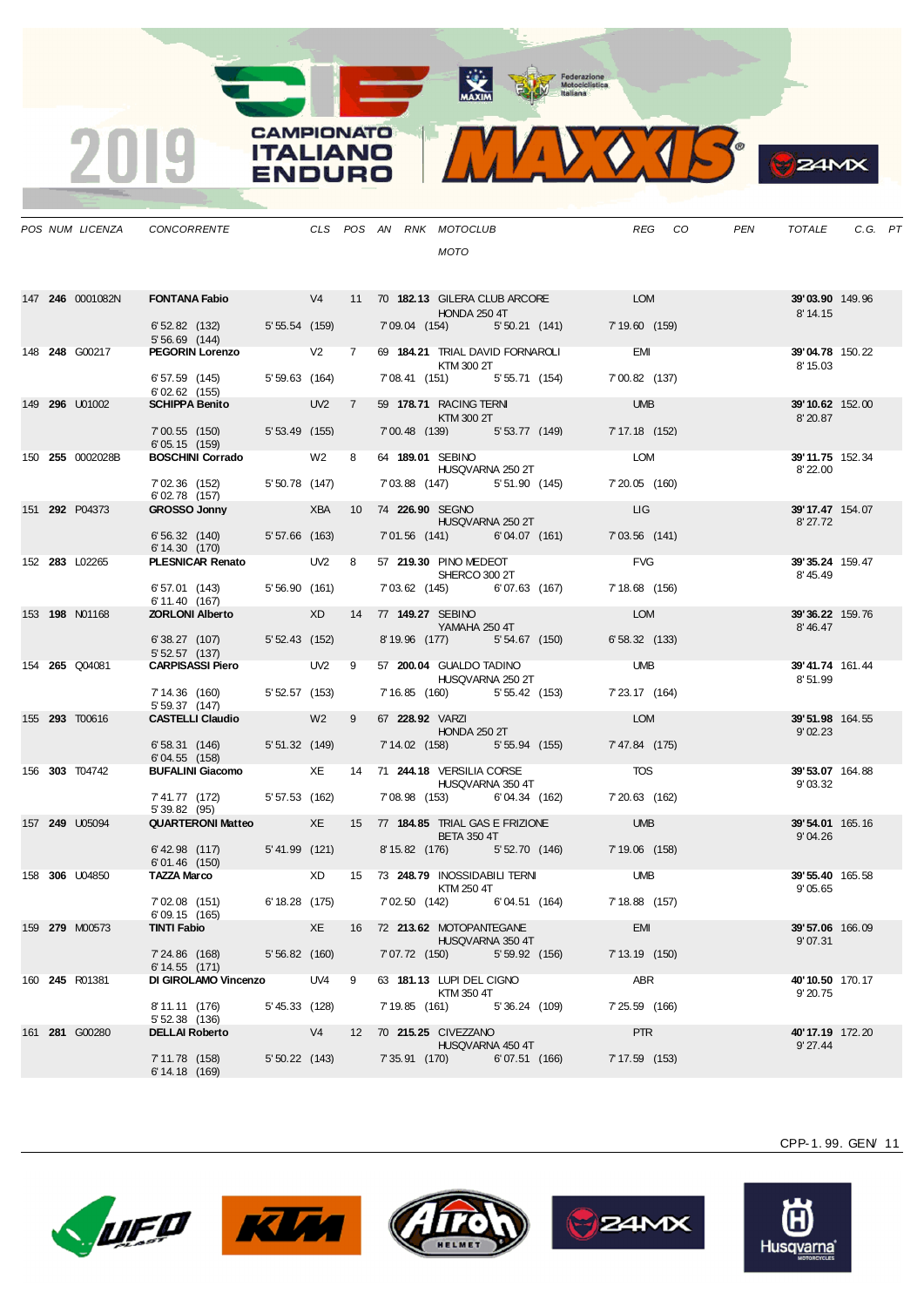# 2019 CAMPIONATO ITALIANO ENDURO

| POS | NUM | LICENZA | CONCORRENTE | CLS | POS | AN | RNK | MOTOCLUB / MOTO | REG | CO | PEN | TOTALE | C.G. | PT |
|---|---|---|---|---|---|---|---|---|---|---|---|---|---|---|
| 147 | **246** | 0001082N | **FONTANA Fabio** | V4 | 11 | 70 | **182.13** | GILERA CLUB ARCORE / HONDA 250 4T | LOM | | | **39'03.90** / 8'14.15 | 149.96 | |
| | | | 6'52.82 (132) / 5'56.69 (144) | 5'55.54 (159) | | | | 7'09.04 (154) / 5'50.21 (141) | 7'19.60 (159) | | | | | |
| 148 | **248** | G00217 | **PEGORIN Lorenzo** | V2 | 7 | 69 | **184.21** | TRIAL DAVID FORNAROLI / KTM 300 2T | EMI | | | **39'04.78** / 8'15.03 | 150.22 | |
| | | | 6'57.59 (145) / 6'02.62 (155) | 5'59.63 (164) | | | | 7'08.41 (151) / 5'55.71 (154) | 7'00.82 (137) | | | | | |
| 149 | **296** | U01002 | **SCHIPPA Benito** | UV2 | 7 | 59 | **178.71** | RACING TERNI / KTM 300 2T | UMB | | | **39'10.62** / 8'20.87 | 152.00 | |
| | | | 7'00.55 (150) / 6'05.15 (159) | 5'53.49 (155) | | | | 7'00.48 (139) / 5'53.77 (149) | 7'17.18 (152) | | | | | |
| 150 | **255** | 0002028B | **BOSCHINI Corrado** | W2 | 8 | 64 | **189.01** | SEBINO / HUSQVARNA 250 2T | LOM | | | **39'11.75** / 8'22.00 | 152.34 | |
| | | | 7'02.36 (152) / 6'02.78 (157) | 5'50.78 (147) | | | | 7'03.88 (147) / 5'51.90 (145) | 7'20.05 (160) | | | | | |
| 151 | **292** | P04373 | **GROSSO Jonny** | XBA | 10 | 74 | **226.90** | SEGNO / HUSQVARNA 250 2T | LIG | | | **39'17.47** / 8'27.72 | 154.07 | |
| | | | 6'56.32 (140) / 6'14.30 (170) | 5'57.66 (163) | | | | 7'01.56 (141) / 6'04.07 (161) | 7'03.56 (141) | | | | | |
| 152 | **283** | L02265 | **PLESNICAR Renato** | UV2 | 8 | 57 | **219.30** | PINO MEDEOT / SHERCO 300 2T | FVG | | | **39'35.24** / 8'45.49 | 159.47 | |
| | | | 6'57.01 (143) / 6'11.40 (167) | 5'56.90 (161) | | | | 7'03.62 (145) / 6'07.63 (167) | 7'18.68 (156) | | | | | |
| 153 | **198** | N01168 | **ZORLONI Alberto** | XD | 14 | 77 | **149.27** | SEBINO / YAMAHA 250 4T | LOM | | | **39'36.22** / 8'46.47 | 159.76 | |
| | | | 6'38.27 (107) / 5'52.57 (137) | 5'52.43 (152) | | | | 8'19.96 (177) / 5'54.67 (150) | 6'58.32 (133) | | | | | |
| 154 | **265** | Q04081 | **CARPISASSI Piero** | UV2 | 9 | 57 | **200.04** | GUALDO TADINO / HUSQVARNA 250 2T | UMB | | | **39'41.74** / 8'51.99 | 161.44 | |
| | | | 7'14.36 (160) / 5'59.37 (147) | 5'52.57 (153) | | | | 7'16.85 (160) / 5'55.42 (153) | 7'23.17 (164) | | | | | |
| 155 | **293** | T00616 | **CASTELLI Claudio** | W2 | 9 | 67 | **228.92** | VARZI / HONDA 250 2T | LOM | | | **39'51.98** / 9'02.23 | 164.55 | |
| | | | 6'58.31 (146) / 6'04.55 (158) | 5'51.32 (149) | | | | 7'14.02 (158) / 5'55.94 (155) | 7'47.84 (175) | | | | | |
| 156 | **303** | T04742 | **BUFALINI Giacomo** | XE | 14 | 71 | **244.18** | VERSILIA CORSE / HUSQVARNA 350 4T | TOS | | | **39'53.07** / 9'03.32 | 164.88 | |
| | | | 7'41.77 (172) / 5'39.82 (95) | 5'57.53 (162) | | | | 7'08.98 (153) / 6'04.34 (162) | 7'20.63 (162) | | | | | |
| 157 | **249** | U05094 | **QUARTERONI Matteo** | XE | 15 | 77 | **184.85** | TRIAL GAS E FRIZIONE / BETA 350 4T | UMB | | | **39'54.01** / 9'04.26 | 165.16 | |
| | | | 6'42.98 (117) / 6'01.46 (150) | 5'41.99 (121) | | | | 8'15.82 (176) / 5'52.70 (146) | 7'19.06 (158) | | | | | |
| 158 | **306** | U04850 | **TAZZA Marco** | XD | 15 | 73 | **248.79** | INOSSIDABILI TERNI / KTM 250 4T | UMB | | | **39'55.40** / 9'05.65 | 165.58 | |
| | | | 7'02.08 (151) / 6'09.15 (165) | 6'18.28 (175) | | | | 7'02.50 (142) / 6'04.51 (164) | 7'18.88 (157) | | | | | |
| 159 | **279** | M00573 | **TINTI Fabio** | XE | 16 | 72 | **213.62** | MOTOPANTEGANE / HUSQVARNA 350 4T | EMI | | | **39'57.06** / 9'07.31 | 166.09 | |
| | | | 7'24.86 (168) / 6'14.55 (171) | 5'56.82 (160) | | | | 7'07.72 (150) / 5'59.92 (156) | 7'13.19 (150) | | | | | |
| 160 | **245** | R01381 | **DI GIROLAMO Vincenzo** | UV4 | 9 | 63 | **181.13** | LUPI DEL CIGNO / KTM 350 4T | ABR | | | **40'10.50** / 9'20.75 | 170.17 | |
| | | | 8'11.11 (176) / 5'52.38 (136) | 5'45.33 (128) | | | | 7'19.85 (161) / 5'36.24 (109) | 7'25.59 (166) | | | | | |
| 161 | **281** | G00280 | **DELLAI Roberto** | V4 | 12 | 70 | **215.25** | CIVEZZANO / HUSQVARNA 450 4T | PTR | | | **40'17.19** / 9'27.44 | 172.20 | |
| | | | 7'11.78 (158) / 6'14.18 (169) | 5'50.22 (143) | | | | 7'35.91 (170) / 6'07.51 (166) | 7'17.59 (153) | | | | | |

CPP-1.99. GEN/ 11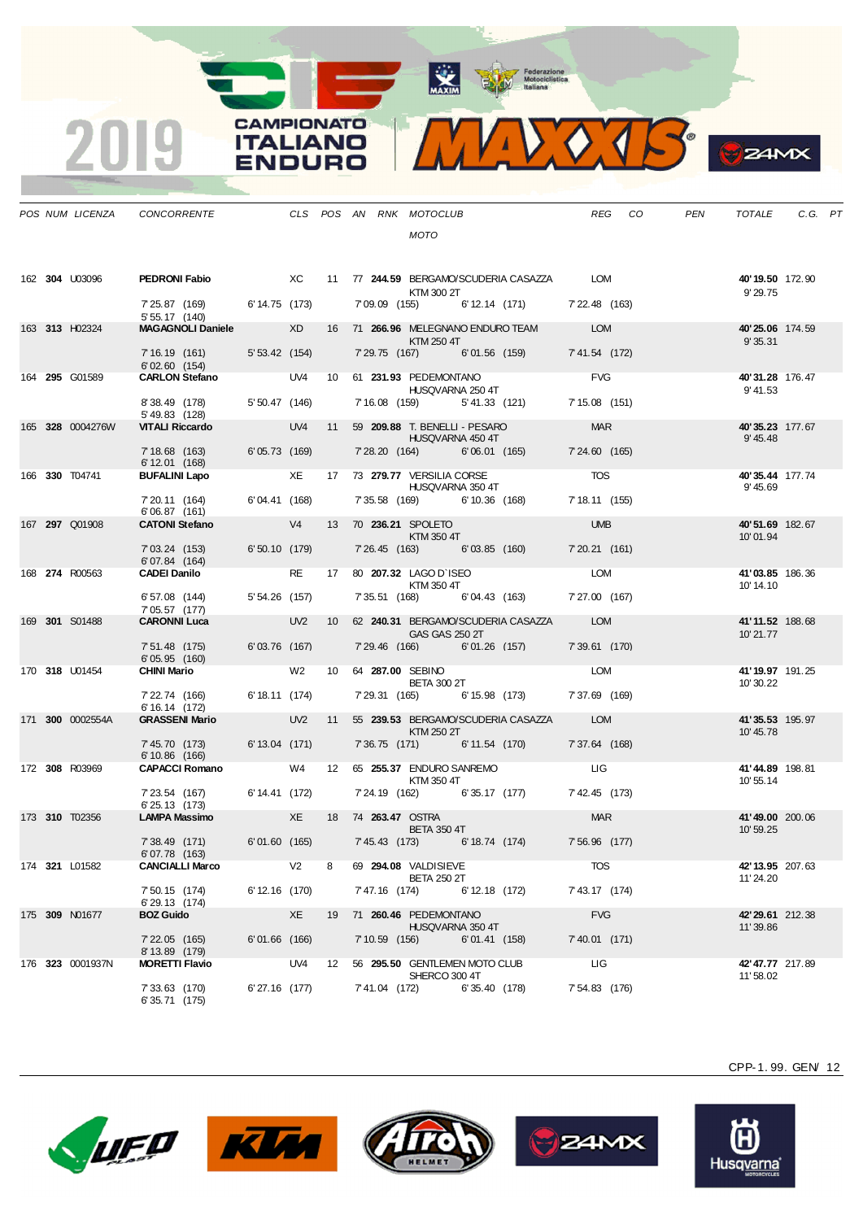| POS | NUM | LICENZA | CONCORRENTE | CLS | POS | AN | RNK | MOTOCLUB / MOTO | REG | CO | PEN | TOTALE | C.G. | PT |
|---|---|---|---|---|---|---|---|---|---|---|---|---|---|---|
| 162 | **304** | U03096 | **PEDRONI Fabio** | XC | 11 | 77 | **244.59** | BERGAMO/SCUDERIA CASAZZA<br>KTM 300 2T | LOM | | | **40'19.50**<br>9'29.75 | 172.90 | |
| | | | 7'25.87 (169) / 6'14.75 (173) / 7'09.09 (155) / 6'12.14 (171) / 7'22.48 (163) / 5'55.17 (140) | | | | | | | | | | | |
| 163 | **313** | H02324 | **MAGAGNOLI Daniele** | XD | 16 | 71 | **266.96** | MELEGNANO ENDURO TEAM<br>KTM 250 4T | LOM | | | **40'25.06**<br>9'35.31 | 174.59 | |
| | | | 7'16.19 (161) / 5'53.42 (154) / 7'29.75 (167) / 6'01.56 (159) / 7'41.54 (172) / 6'02.60 (154) | | | | | | | | | | | |
| 164 | **295** | G01589 | **CARLON Stefano** | UV4 | 10 | 61 | **231.93** | PEDEMONTANO<br>HUSQVARNA 250 4T | FVG | | | **40'31.28**<br>9'41.53 | 176.47 | |
| | | | 8'38.49 (178) / 5'50.47 (146) / 7'16.08 (159) / 5'41.33 (121) / 7'15.08 (151) / 5'49.83 (128) | | | | | | | | | | | |
| 165 | **328** | 0004276W | **VITALI Riccardo** | UV4 | 11 | 59 | **209.88** | T. BENELLI - PESARO<br>HUSQVARNA 450 4T | MAR | | | **40'35.23**<br>9'45.48 | 177.67 | |
| | | | 7'18.68 (163) / 6'05.73 (169) / 7'28.20 (164) / 6'06.01 (165) / 7'24.60 (165) / 6'12.01 (168) | | | | | | | | | | | |
| 166 | **330** | T04741 | **BUFALINI Lapo** | XE | 17 | 73 | **279.77** | VERSILIA CORSE<br>HUSQVARNA 350 4T | TOS | | | **40'35.44**<br>9'45.69 | 177.74 | |
| | | | 7'20.11 (164) / 6'04.41 (168) / 7'35.58 (169) / 6'10.36 (168) / 7'18.11 (155) / 6'06.87 (161) | | | | | | | | | | | |
| 167 | **297** | Q01908 | **CATONI Stefano** | V4 | 13 | 70 | **236.21** | SPOLETO<br>KTM 350 4T | UMB | | | **40'51.69**<br>10'01.94 | 182.67 | |
| | | | 7'03.24 (153) / 6'50.10 (179) / 7'26.45 (163) / 6'03.85 (160) / 7'20.21 (161) / 6'07.84 (164) | | | | | | | | | | | |
| 168 | **274** | R00563 | **CADEI Danilo** | RE | 17 | 80 | **207.32** | LAGO D`ISEO<br>KTM 350 4T | LOM | | | **41'03.85**<br>10'14.10 | 186.36 | |
| | | | 6'57.08 (144) / 5'54.26 (157) / 7'35.51 (168) / 6'04.43 (163) / 7'27.00 (167) / 7'05.57 (177) | | | | | | | | | | | |
| 169 | **301** | S01488 | **CARONNI Luca** | UV2 | 10 | 62 | **240.31** | BERGAMO/SCUDERIA CASAZZA<br>GAS GAS 250 2T | LOM | | | **41'11.52**<br>10'21.77 | 188.68 | |
| | | | 7'51.48 (175) / 6'03.76 (167) / 7'29.46 (166) / 6'01.26 (157) / 7'39.61 (170) / 6'05.95 (160) | | | | | | | | | | | |
| 170 | **318** | U01454 | **CHINI Mario** | W2 | 10 | 64 | **287.00** | SEBINO<br>BETA 300 2T | LOM | | | **41'19.97**<br>10'30.22 | 191.25 | |
| | | | 7'22.74 (166) / 6'18.11 (174) / 7'29.31 (165) / 6'15.98 (173) / 7'37.69 (169) / 6'16.14 (172) | | | | | | | | | | | |
| 171 | **300** | 0002554A | **GRASSENI Mario** | UV2 | 11 | 55 | **239.53** | BERGAMO/SCUDERIA CASAZZA<br>KTM 250 2T | LOM | | | **41'35.53**<br>10'45.78 | 195.97 | |
| | | | 7'45.70 (173) / 6'13.04 (171) / 7'36.75 (171) / 6'11.54 (170) / 7'37.64 (168) / 6'10.86 (166) | | | | | | | | | | | |
| 172 | **308** | R03969 | **CAPACCI Romano** | W4 | 12 | 65 | **255.37** | ENDURO SANREMO<br>KTM 350 4T | LIG | | | **41'44.89**<br>10'55.14 | 198.81 | |
| | | | 7'23.54 (167) / 6'14.41 (172) / 7'24.19 (162) / 6'35.17 (177) / 7'42.45 (173) / 6'25.13 (173) | | | | | | | | | | | |
| 173 | **310** | T02356 | **LAMPA Massimo** | XE | 18 | 74 | **263.47** | OSTRA<br>BETA 350 4T | MAR | | | **41'49.00**<br>10'59.25 | 200.06 | |
| | | | 7'38.49 (171) / 6'01.60 (165) / 7'45.43 (173) / 6'18.74 (174) / 7'56.96 (177) / 6'07.78 (163) | | | | | | | | | | | |
| 174 | **321** | L01582 | **CANCIALLI Marco** | V2 | 8 | 69 | **294.08** | VALDISIEVE<br>BETA 250 2T | TOS | | | **42'13.95**<br>11'24.20 | 207.63 | |
| | | | 7'50.15 (174) / 6'12.16 (170) / 7'47.16 (174) / 6'12.18 (172) / 7'43.17 (174) / 6'29.13 (174) | | | | | | | | | | | |
| 175 | **309** | N01677 | **BOZ Guido** | XE | 19 | 71 | **260.46** | PEDEMONTANO<br>HUSQVARNA 350 4T | FVG | | | **42'29.61**<br>11'39.86 | 212.38 | |
| | | | 7'22.05 (165) / 6'01.66 (166) / 7'10.59 (156) / 6'01.41 (158) / 7'40.01 (171) / 8'13.89 (179) | | | | | | | | | | | |
| 176 | **323** | 0001937N | **MORETTI Flavio** | UV4 | 12 | 56 | **295.50** | GENTLEMEN MOTO CLUB<br>SHERCO 300 4T | LIG | | | **42'47.77**<br>11'58.02 | 217.89 | |
| | | | 7'33.63 (170) / 6'27.16 (177) / 7'41.04 (172) / 6'35.40 (178) / 7'54.83 (176) / 6'35.71 (175) | | | | | | | | | | | |

CPP-1.99. GEN/ 12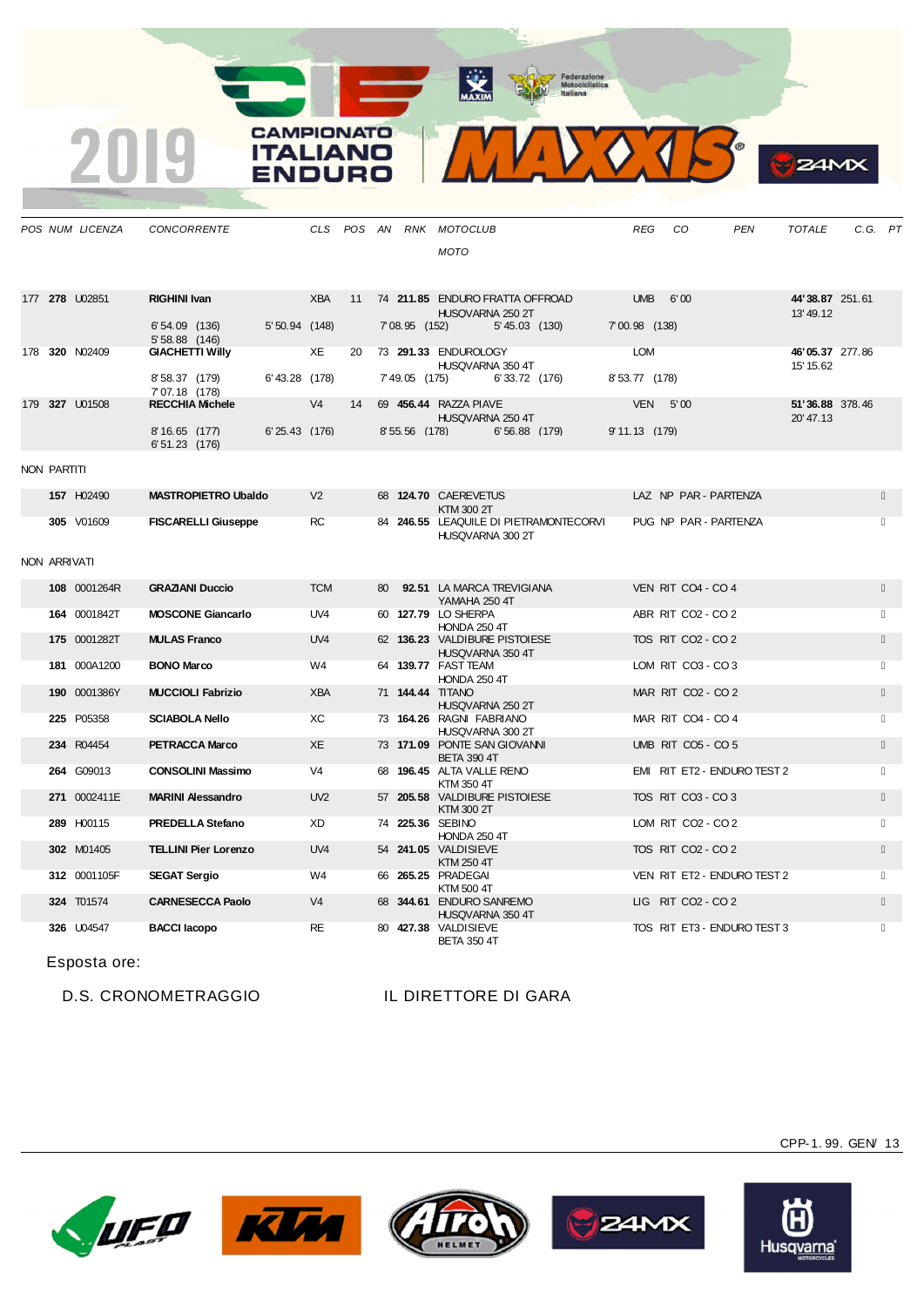| POS | NUM | LICENZA | CONCORRENTE | CLS | POS | AN | RNK | MOTOCLUB / MOTO | REG | CO | PEN | TOTALE | C.G. | PT |
|---|---|---|---|---|---|---|---|---|---|---|---|---|---|---|
| 177 | **278** | U02851 | **RIGHINI Ivan** | XBA | 11 | 74 | **211.85** | ENDURO FRATTA OFFROAD / HUSQVARNA 250 2T | UMB | 6' 00 | | **44' 38.87** 13' 49.12 | 251.61 | |
| | | | 6' 54.09 (136) / 5' 58.88 (146) | 5' 50.94 (148) | | | 7' 08.95 (152) | 5' 45.03 (130) | 7' 00.98 (138) | | | | | |
| 178 | **320** | N02409 | **GIACHETTI Willy** | XE | 20 | 73 | **291.33** | ENDUROLOGY / HUSQVARNA 350 4T | LOM | | | **46' 05.37** 15' 15.62 | 277.86 | |
| | | | 8' 58.37 (179) / 7' 07.18 (178) | 6' 43.28 (178) | | | 7' 49.05 (175) | 6' 33.72 (176) | 8' 53.77 (178) | | | | | |
| 179 | **327** | U01508 | **RECCHIA Michele** | V4 | 14 | 69 | **456.44** | RAZZA PIAVE / HUSQVARNA 250 4T | VEN | 5' 00 | | **51' 36.88** 20' 47.13 | 378.46 | |
| | | | 8' 16.65 (177) / 6' 51.23 (176) | 6' 25.43 (176) | | | 8' 55.56 (178) | 6' 56.88 (179) | 9' 11.13 (179) | | | | | |

NON PARTITI

| NUM | LICENZA | CONCORRENTE | CLS | AN | RNK | MOTOCLUB / MOTO | REG | | |
|---|---|---|---|---|---|---|---|---|---|
| **157** | H02490 | **MASTROPIETRO Ubaldo** | V2 | 68 | **124.70** | CAEREVETUS / KTM 300 2T | LAZ | NP | PAR - PARTENZA |
| **305** | V01609 | **FISCARELLI Giuseppe** | RC | 84 | **246.55** | LEAQUILE DI PIETRAMONTECORVI / HUSQVARNA 300 2T | PUG | NP | PAR - PARTENZA |

NON ARRIVATI

| NUM | LICENZA | CONCORRENTE | CLS | AN | RNK | MOTOCLUB / MOTO | REG | | |
|---|---|---|---|---|---|---|---|---|---|
| **108** | 0001264R | **GRAZIANI Duccio** | TCM | 80 | **92.51** | LA MARCA TREVIGIANA / YAMAHA 250 4T | VEN | RIT | CO4 - CO 4 |
| **164** | 0001842T | **MOSCONE Giancarlo** | UV4 | 60 | **127.79** | LO SHERPA / HONDA 250 4T | ABR | RIT | CO2 - CO 2 |
| **175** | 0001282T | **MULAS Franco** | UV4 | 62 | **136.23** | VALDIBURE PISTOIESE / HUSQVARNA 350 4T | TOS | RIT | CO2 - CO 2 |
| **181** | 000A1200 | **BONO Marco** | W4 | 64 | **139.77** | FAST TEAM / HONDA 250 4T | LOM | RIT | CO3 - CO 3 |
| **190** | 0001386Y | **MUCCIOLI Fabrizio** | XBA | 71 | **144.44** | TITANO / HUSQVARNA 250 2T | MAR | RIT | CO2 - CO 2 |
| **225** | P05358 | **SCIABOLA Nello** | XC | 73 | **164.26** | RAGNI FABRIANO / HUSQVARNA 300 2T | MAR | RIT | CO4 - CO 4 |
| **234** | R04454 | **PETRACCA Marco** | XE | 73 | **171.09** | PONTE SAN GIOVANNI / BETA 390 4T | UMB | RIT | CO5 - CO 5 |
| **264** | G09013 | **CONSOLINI Massimo** | V4 | 68 | **196.45** | ALTA VALLE RENO / KTM 350 4T | EMI | RIT | ET2 - ENDURO TEST 2 |
| **271** | 0002411E | **MARINI Alessandro** | UV2 | 57 | **205.58** | VALDIBURE PISTOIESE / KTM 300 2T | TOS | RIT | CO3 - CO 3 |
| **289** | H00115 | **PREDELLA Stefano** | XD | 74 | **225.36** | SEBINO / HONDA 250 4T | LOM | RIT | CO2 - CO 2 |
| **302** | M01405 | **TELLINI Pier Lorenzo** | UV4 | 54 | **241.05** | VALDISIEVE / KTM 250 4T | TOS | RIT | CO2 - CO 2 |
| **312** | 0001105F | **SEGAT Sergio** | W4 | 66 | **265.25** | PRADEGAI / KTM 500 4T | VEN | RIT | ET2 - ENDURO TEST 2 |
| **324** | T01574 | **CARNESECCA Paolo** | V4 | 68 | **344.61** | ENDURO SANREMO / HUSQVARNA 350 4T | LIG | RIT | CO2 - CO 2 |
| **326** | U04547 | **BACCI Iacopo** | RE | 80 | **427.38** | VALDISIEVE / BETA 350 4T | TOS | RIT | ET3 - ENDURO TEST 3 |

Esposta ore:

D.S. CRONOMETRAGGIO

IL DIRETTORE DI GARA

CPP-1. 99. GEN/ 13